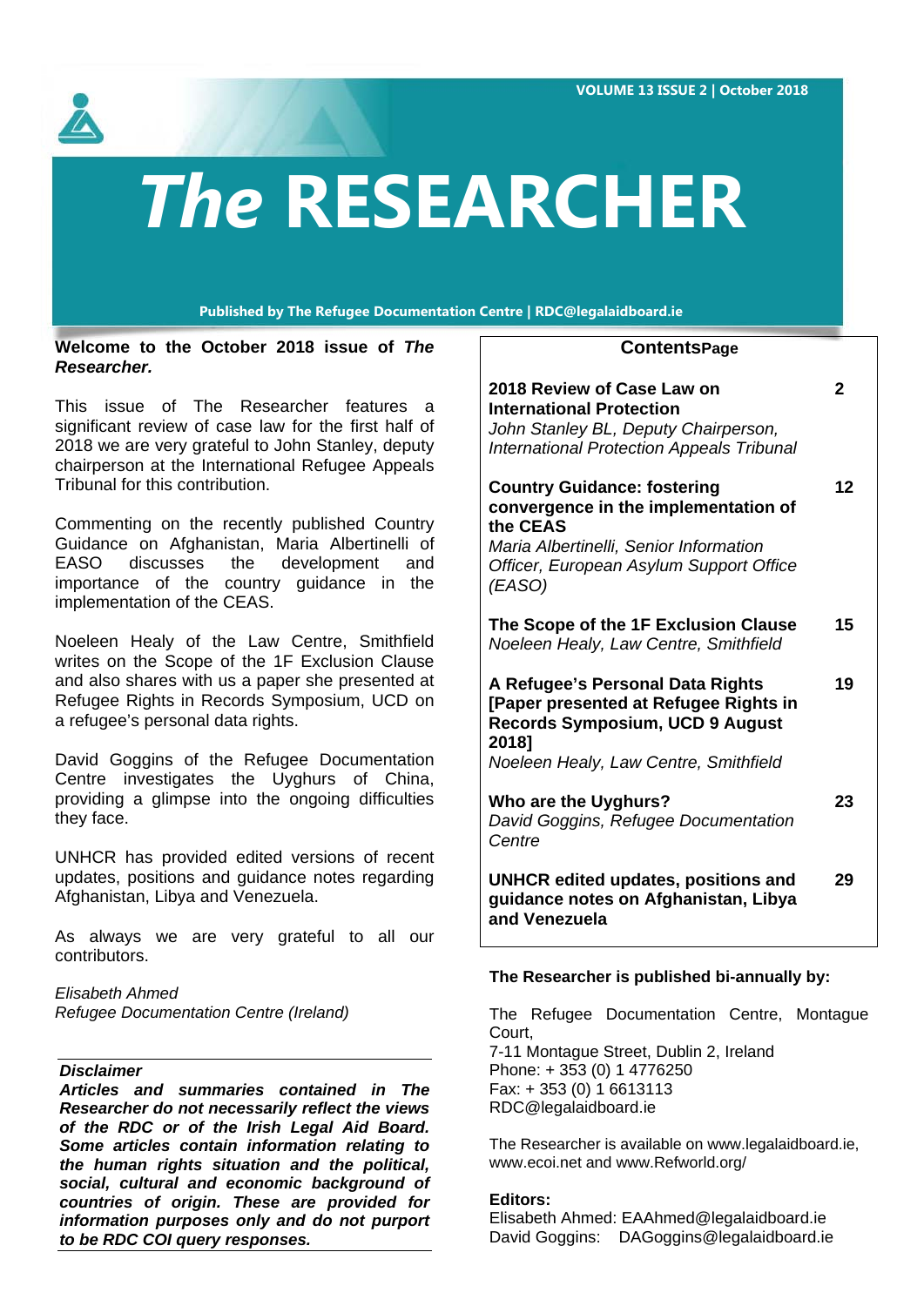VOLUME 13 ISSUE 2 | October 2018

# *The* RESEARCHER

**Published by The Refugee Documentation Centre | RDC@legalaidboard.ie**

**Welcome to the October 2018 issue of *The Researcher.***

This issue of The Researcher features a significant review of case law for the first half of 2018 we are very grateful to John Stanley, deputy chairperson at the International Refugee Appeals Tribunal for this contribution.

Commenting on the recently published Country Guidance on Afghanistan, Maria Albertinelli of EASO discusses the development and importance of the country guidance in the implementation of the CEAS.

Noeleen Healy of the Law Centre, Smithfield writes on the Scope of the 1F Exclusion Clause and also shares with us a paper she presented at Refugee Rights in Records Symposium, UCD on a refugee's personal data rights.

David Goggins of the Refugee Documentation Centre investigates the Uyghurs of China, providing a glimpse into the ongoing difficulties they face.

UNHCR has provided edited versions of recent updates, positions and guidance notes regarding Afghanistan, Libya and Venezuela.

As always we are very grateful to all our contributors.

*Elisabeth Ahmed*
*Refugee Documentation Centre (Ireland)*

***Disclaimer***
***Articles and summaries contained in The Researcher do not necessarily reflect the views of the RDC or of the Irish Legal Aid Board. Some articles contain information relating to the human rights situation and the political, social, cultural and economic background of countries of origin. These are provided for information purposes only and do not purport to be RDC COI query responses.***

| **Contents** | **Page** |
|---|---|
| **2018 Review of Case Law on International Protection**<br>*John Stanley BL, Deputy Chairperson, International Protection Appeals Tribunal* | **2** |
| **Country Guidance: fostering convergence in the implementation of the CEAS**<br>*Maria Albertinelli, Senior Information Officer, European Asylum Support Office (EASO)* | **12** |
| **The Scope of the 1F Exclusion Clause**<br>*Noeleen Healy, Law Centre, Smithfield* | **15** |
| **A Refugee's Personal Data Rights [Paper presented at Refugee Rights in Records Symposium, UCD 9 August 2018]**<br>*Noeleen Healy, Law Centre, Smithfield* | **19** |
| **Who are the Uyghurs?**<br>*David Goggins, Refugee Documentation Centre* | **23** |
| **UNHCR edited updates, positions and guidance notes on Afghanistan, Libya and Venezuela** | **29** |

**The Researcher is published bi-annually by:**

The Refugee Documentation Centre, Montague Court,
7-11 Montague Street, Dublin 2, Ireland
Phone: + 353 (0) 1 4776250
Fax: + 353 (0) 1 6613113
RDC@legalaidboard.ie

The Researcher is available on www.legalaidboard.ie, www.ecoi.net and www.Refworld.org/

**Editors:**
Elisabeth Ahmed: EAAhmed@legalaidboard.ie
David Goggins: DAGoggins@legalaidboard.ie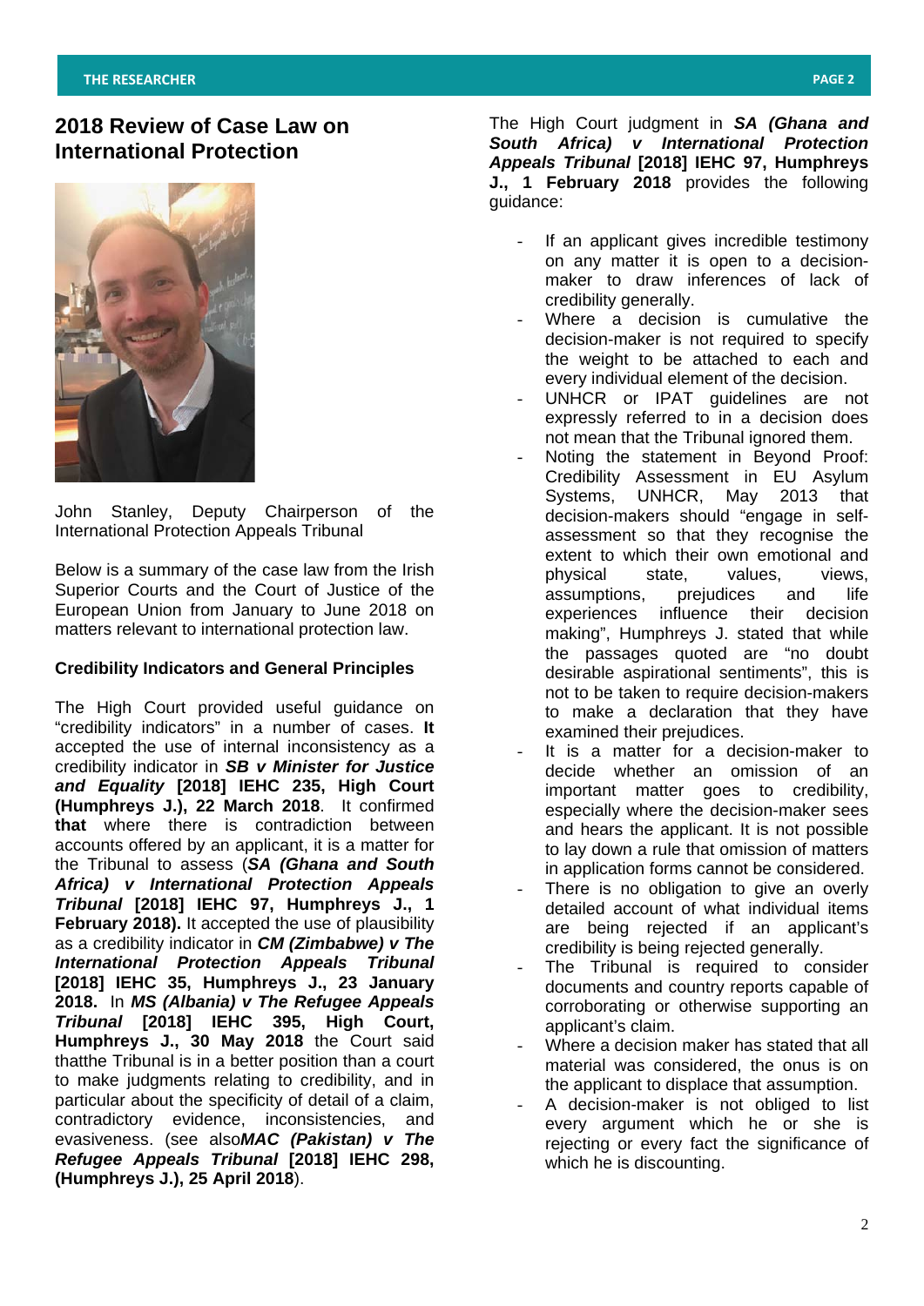## 2018 Review of Case Law on International Protection

John Stanley, Deputy Chairperson of the International Protection Appeals Tribunal

Below is a summary of the case law from the Irish Superior Courts and the Court of Justice of the European Union from January to June 2018 on matters relevant to international protection law.

**Credibility Indicators and General Principles**

The High Court provided useful guidance on "credibility indicators" in a number of cases. **It** accepted the use of internal inconsistency as a credibility indicator in ***SB v Minister for Justice and Equality*** **[2018] IEHC 235, High Court (Humphreys J.), 22 March 2018**. It confirmed **that** where there is contradiction between accounts offered by an applicant, it is a matter for the Tribunal to assess (***SA (Ghana and South Africa) v International Protection Appeals Tribunal*** **[2018] IEHC 97, Humphreys J., 1 February 2018).** It accepted the use of plausibility as a credibility indicator in ***CM (Zimbabwe) v The International Protection Appeals Tribunal*** **[2018] IEHC 35, Humphreys J., 23 January 2018.** In ***MS (Albania) v The Refugee Appeals Tribunal*** **[2018] IEHC 395, High Court, Humphreys J., 30 May 2018** the Court said thatthe Tribunal is in a better position than a court to make judgments relating to credibility, and in particular about the specificity of detail of a claim, contradictory evidence, inconsistencies, and evasiveness. (see also***MAC (Pakistan) v The Refugee Appeals Tribunal*** **[2018] IEHC 298, (Humphreys J.), 25 April 2018**).

The High Court judgment in ***SA (Ghana and South Africa) v International Protection Appeals Tribunal*** **[2018] IEHC 97, Humphreys J., 1 February 2018** provides the following guidance:

- If an applicant gives incredible testimony on any matter it is open to a decision-maker to draw inferences of lack of credibility generally.
- Where a decision is cumulative the decision-maker is not required to specify the weight to be attached to each and every individual element of the decision.
- UNHCR or IPAT guidelines are not expressly referred to in a decision does not mean that the Tribunal ignored them.
- Noting the statement in Beyond Proof: Credibility Assessment in EU Asylum Systems, UNHCR, May 2013 that decision-makers should "engage in self-assessment so that they recognise the extent to which their own emotional and physical state, values, views, assumptions, prejudices and life experiences influence their decision making", Humphreys J. stated that while the passages quoted are "no doubt desirable aspirational sentiments", this is not to be taken to require decision-makers to make a declaration that they have examined their prejudices.
- It is a matter for a decision-maker to decide whether an omission of an important matter goes to credibility, especially where the decision-maker sees and hears the applicant. It is not possible to lay down a rule that omission of matters in application forms cannot be considered.
- There is no obligation to give an overly detailed account of what individual items are being rejected if an applicant's credibility is being rejected generally.
- The Tribunal is required to consider documents and country reports capable of corroborating or otherwise supporting an applicant's claim.
- Where a decision maker has stated that all material was considered, the onus is on the applicant to displace that assumption.
- A decision-maker is not obliged to list every argument which he or she is rejecting or every fact the significance of which he is discounting.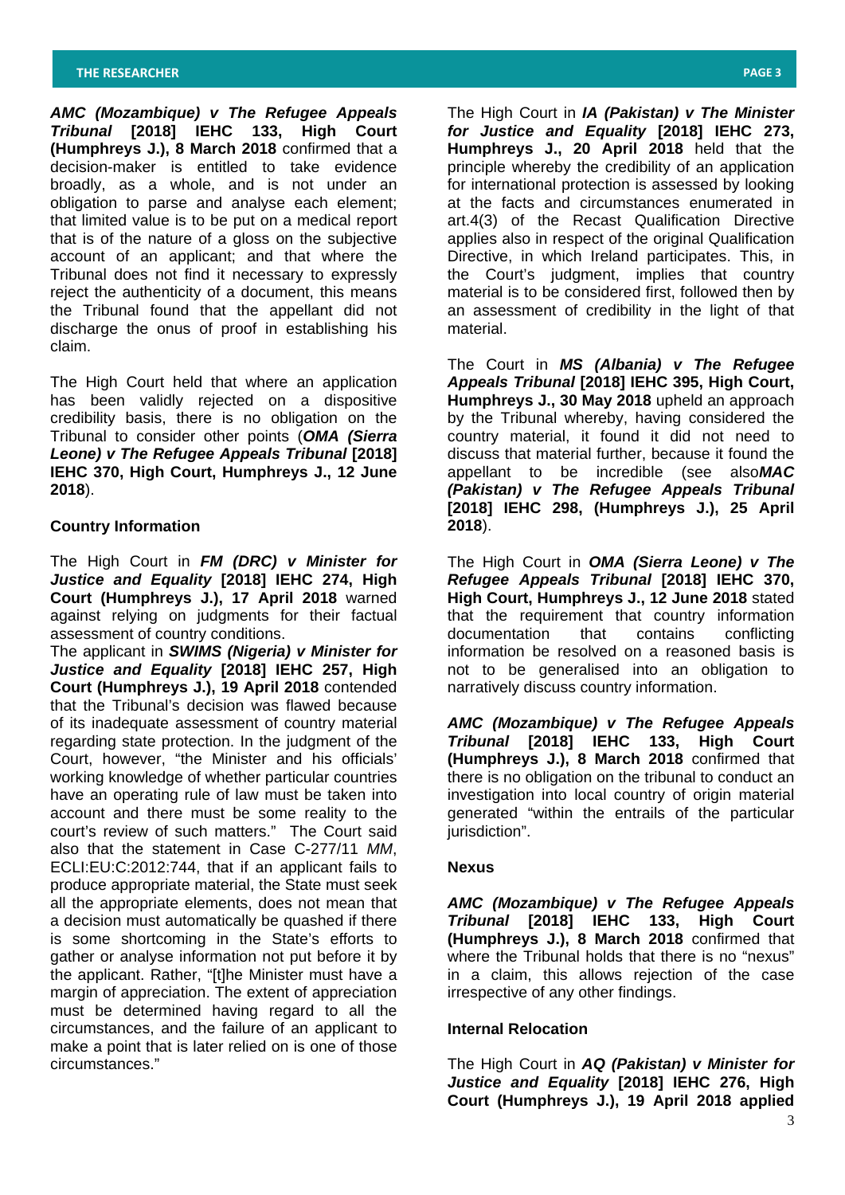***AMC (Mozambique) v The Refugee Appeals Tribunal* [2018] IEHC 133, High Court (Humphreys J.), 8 March 2018** confirmed that a decision-maker is entitled to take evidence broadly, as a whole, and is not under an obligation to parse and analyse each element; that limited value is to be put on a medical report that is of the nature of a gloss on the subjective account of an applicant; and that where the Tribunal does not find it necessary to expressly reject the authenticity of a document, this means the Tribunal found that the appellant did not discharge the onus of proof in establishing his claim.

The High Court held that where an application has been validly rejected on a dispositive credibility basis, there is no obligation on the Tribunal to consider other points (***OMA (Sierra Leone) v The Refugee Appeals Tribunal* [2018] IEHC 370, High Court, Humphreys J., 12 June 2018**).

**Country Information**

The High Court in ***FM (DRC) v Minister for Justice and Equality* [2018] IEHC 274, High Court (Humphreys J.), 17 April 2018** warned against relying on judgments for their factual assessment of country conditions.

The applicant in ***SWIMS (Nigeria) v Minister for Justice and Equality* [2018] IEHC 257, High Court (Humphreys J.), 19 April 2018** contended that the Tribunal's decision was flawed because of its inadequate assessment of country material regarding state protection. In the judgment of the Court, however, "the Minister and his officials' working knowledge of whether particular countries have an operating rule of law must be taken into account and there must be some reality to the court's review of such matters." The Court said also that the statement in Case C-277/11 *MM*, ECLI:EU:C:2012:744, that if an applicant fails to produce appropriate material, the State must seek all the appropriate elements, does not mean that a decision must automatically be quashed if there is some shortcoming in the State's efforts to gather or analyse information not put before it by the applicant. Rather, "[t]he Minister must have a margin of appreciation. The extent of appreciation must be determined having regard to all the circumstances, and the failure of an applicant to make a point that is later relied on is one of those circumstances."

The High Court in ***IA (Pakistan) v The Minister for Justice and Equality* [2018] IEHC 273, Humphreys J., 20 April 2018** held that the principle whereby the credibility of an application for international protection is assessed by looking at the facts and circumstances enumerated in art.4(3) of the Recast Qualification Directive applies also in respect of the original Qualification Directive, in which Ireland participates. This, in the Court's judgment, implies that country material is to be considered first, followed then by an assessment of credibility in the light of that material.

The Court in ***MS (Albania) v The Refugee Appeals Tribunal* [2018] IEHC 395, High Court, Humphreys J., 30 May 2018** upheld an approach by the Tribunal whereby, having considered the country material, it found it did not need to discuss that material further, because it found the appellant to be incredible (see also***MAC (Pakistan) v The Refugee Appeals Tribunal* [2018] IEHC 298, (Humphreys J.), 25 April 2018**).

The High Court in ***OMA (Sierra Leone) v The Refugee Appeals Tribunal* [2018] IEHC 370, High Court, Humphreys J., 12 June 2018** stated that the requirement that country information documentation that contains conflicting information be resolved on a reasoned basis is not to be generalised into an obligation to narratively discuss country information.

***AMC (Mozambique) v The Refugee Appeals Tribunal* [2018] IEHC 133, High Court (Humphreys J.), 8 March 2018** confirmed that there is no obligation on the tribunal to conduct an investigation into local country of origin material generated "within the entrails of the particular jurisdiction".

**Nexus**

***AMC (Mozambique) v The Refugee Appeals Tribunal* [2018] IEHC 133, High Court (Humphreys J.), 8 March 2018** confirmed that where the Tribunal holds that there is no "nexus" in a claim, this allows rejection of the case irrespective of any other findings.

**Internal Relocation**

The High Court in ***AQ (Pakistan) v Minister for Justice and Equality* [2018] IEHC 276, High Court (Humphreys J.), 19 April 2018 applied**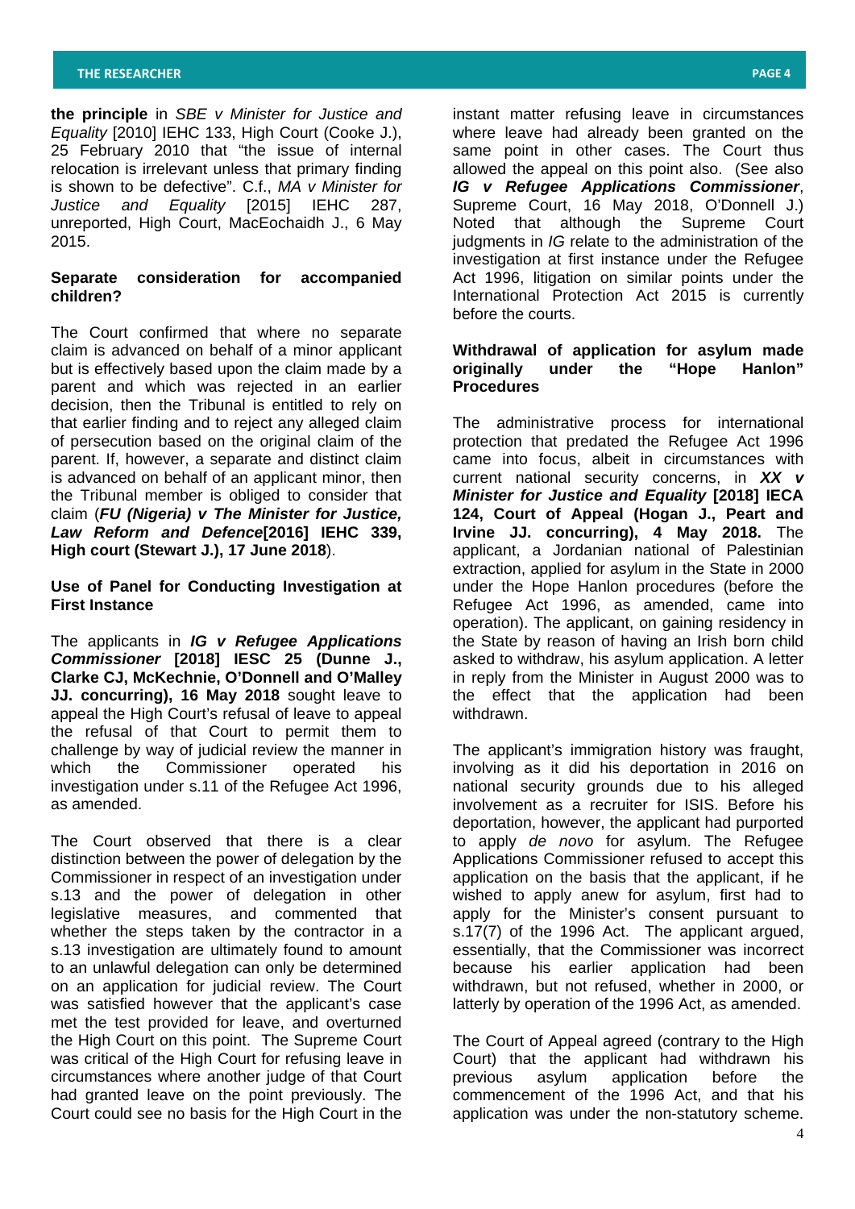**the principle** in *SBE v Minister for Justice and Equality* [2010] IEHC 133, High Court (Cooke J.), 25 February 2010 that "the issue of internal relocation is irrelevant unless that primary finding is shown to be defective". C.f., *MA v Minister for Justice and Equality* [2015] IEHC 287, unreported, High Court, MacEochaidh J., 6 May 2015.

### Separate consideration for accompanied children?

The Court confirmed that where no separate claim is advanced on behalf of a minor applicant but is effectively based upon the claim made by a parent and which was rejected in an earlier decision, then the Tribunal is entitled to rely on that earlier finding and to reject any alleged claim of persecution based on the original claim of the parent. If, however, a separate and distinct claim is advanced on behalf of an applicant minor, then the Tribunal member is obliged to consider that claim (***FU (Nigeria) v The Minister for Justice, Law Reform and Defence*[2016] IEHC 339, High court (Stewart J.), 17 June 2018**).

### Use of Panel for Conducting Investigation at First Instance

The applicants in ***IG v Refugee Applications Commissioner* [2018] IESC 25 (Dunne J., Clarke CJ, McKechnie, O'Donnell and O'Malley JJ. concurring), 16 May 2018** sought leave to appeal the High Court's refusal of leave to appeal the refusal of that Court to permit them to challenge by way of judicial review the manner in which the Commissioner operated his investigation under s.11 of the Refugee Act 1996, as amended.

The Court observed that there is a clear distinction between the power of delegation by the Commissioner in respect of an investigation under s.13 and the power of delegation in other legislative measures, and commented that whether the steps taken by the contractor in a s.13 investigation are ultimately found to amount to an unlawful delegation can only be determined on an application for judicial review. The Court was satisfied however that the applicant's case met the test provided for leave, and overturned the High Court on this point. The Supreme Court was critical of the High Court for refusing leave in circumstances where another judge of that Court had granted leave on the point previously. The Court could see no basis for the High Court in the instant matter refusing leave in circumstances where leave had already been granted on the same point in other cases. The Court thus allowed the appeal on this point also. (See also ***IG v Refugee Applications Commissioner***, Supreme Court, 16 May 2018, O'Donnell J.) Noted that although the Supreme Court judgments in *IG* relate to the administration of the investigation at first instance under the Refugee Act 1996, litigation on similar points under the International Protection Act 2015 is currently before the courts.

### Withdrawal of application for asylum made originally under the "Hope Hanlon" Procedures

The administrative process for international protection that predated the Refugee Act 1996 came into focus, albeit in circumstances with current national security concerns, in ***XX v Minister for Justice and Equality* [2018] IECA 124, Court of Appeal (Hogan J., Peart and Irvine JJ. concurring), 4 May 2018.** The applicant, a Jordanian national of Palestinian extraction, applied for asylum in the State in 2000 under the Hope Hanlon procedures (before the Refugee Act 1996, as amended, came into operation). The applicant, on gaining residency in the State by reason of having an Irish born child asked to withdraw, his asylum application. A letter in reply from the Minister in August 2000 was to the effect that the application had been withdrawn.

The applicant's immigration history was fraught, involving as it did his deportation in 2016 on national security grounds due to his alleged involvement as a recruiter for ISIS. Before his deportation, however, the applicant had purported to apply *de novo* for asylum. The Refugee Applications Commissioner refused to accept this application on the basis that the applicant, if he wished to apply anew for asylum, first had to apply for the Minister's consent pursuant to s.17(7) of the 1996 Act. The applicant argued, essentially, that the Commissioner was incorrect because his earlier application had been withdrawn, but not refused, whether in 2000, or latterly by operation of the 1996 Act, as amended.

The Court of Appeal agreed (contrary to the High Court) that the applicant had withdrawn his previous asylum application before the commencement of the 1996 Act, and that his application was under the non-statutory scheme.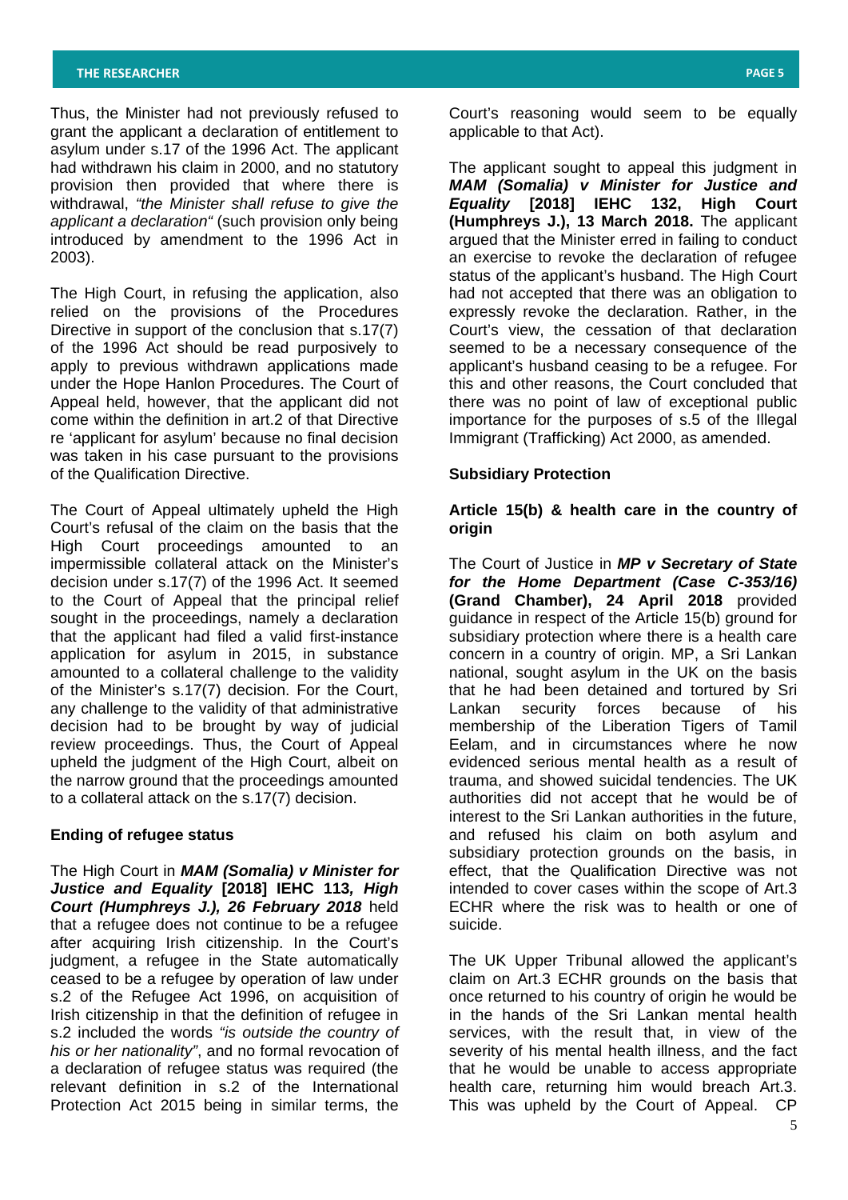Thus, the Minister had not previously refused to grant the applicant a declaration of entitlement to asylum under s.17 of the 1996 Act. The applicant had withdrawn his claim in 2000, and no statutory provision then provided that where there is withdrawal, *"the Minister shall refuse to give the applicant a declaration"* (such provision only being introduced by amendment to the 1996 Act in 2003).

The High Court, in refusing the application, also relied on the provisions of the Procedures Directive in support of the conclusion that s.17(7) of the 1996 Act should be read purposively to apply to previous withdrawn applications made under the Hope Hanlon Procedures. The Court of Appeal held, however, that the applicant did not come within the definition in art.2 of that Directive re 'applicant for asylum' because no final decision was taken in his case pursuant to the provisions of the Qualification Directive.

The Court of Appeal ultimately upheld the High Court's refusal of the claim on the basis that the High Court proceedings amounted to an impermissible collateral attack on the Minister's decision under s.17(7) of the 1996 Act. It seemed to the Court of Appeal that the principal relief sought in the proceedings, namely a declaration that the applicant had filed a valid first-instance application for asylum in 2015, in substance amounted to a collateral challenge to the validity of the Minister's s.17(7) decision. For the Court, any challenge to the validity of that administrative decision had to be brought by way of judicial review proceedings. Thus, the Court of Appeal upheld the judgment of the High Court, albeit on the narrow ground that the proceedings amounted to a collateral attack on the s.17(7) decision.

**Ending of refugee status**

The High Court in ***MAM (Somalia) v Minister for Justice and Equality* [2018] IEHC 113*, High Court (Humphreys J.), 26 February 2018*** held that a refugee does not continue to be a refugee after acquiring Irish citizenship. In the Court's judgment, a refugee in the State automatically ceased to be a refugee by operation of law under s.2 of the Refugee Act 1996, on acquisition of Irish citizenship in that the definition of refugee in s.2 included the words *"is outside the country of his or her nationality"*, and no formal revocation of a declaration of refugee status was required (the relevant definition in s.2 of the International Protection Act 2015 being in similar terms, the Court's reasoning would seem to be equally applicable to that Act).

The applicant sought to appeal this judgment in ***MAM (Somalia) v Minister for Justice and Equality* [2018] IEHC 132, High Court (Humphreys J.), 13 March 2018.** The applicant argued that the Minister erred in failing to conduct an exercise to revoke the declaration of refugee status of the applicant's husband. The High Court had not accepted that there was an obligation to expressly revoke the declaration. Rather, in the Court's view, the cessation of that declaration seemed to be a necessary consequence of the applicant's husband ceasing to be a refugee. For this and other reasons, the Court concluded that there was no point of law of exceptional public importance for the purposes of s.5 of the Illegal Immigrant (Trafficking) Act 2000, as amended.

**Subsidiary Protection**

**Article 15(b) & health care in the country of origin**

The Court of Justice in ***MP v Secretary of State for the Home Department (Case C-353/16)* (Grand Chamber), 24 April 2018** provided guidance in respect of the Article 15(b) ground for subsidiary protection where there is a health care concern in a country of origin. MP, a Sri Lankan national, sought asylum in the UK on the basis that he had been detained and tortured by Sri Lankan security forces because of his membership of the Liberation Tigers of Tamil Eelam, and in circumstances where he now evidenced serious mental health as a result of trauma, and showed suicidal tendencies. The UK authorities did not accept that he would be of interest to the Sri Lankan authorities in the future, and refused his claim on both asylum and subsidiary protection grounds on the basis, in effect, that the Qualification Directive was not intended to cover cases within the scope of Art.3 ECHR where the risk was to health or one of suicide.

The UK Upper Tribunal allowed the applicant's claim on Art.3 ECHR grounds on the basis that once returned to his country of origin he would be in the hands of the Sri Lankan mental health services, with the result that, in view of the severity of his mental health illness, and the fact that he would be unable to access appropriate health care, returning him would breach Art.3. This was upheld by the Court of Appeal. CP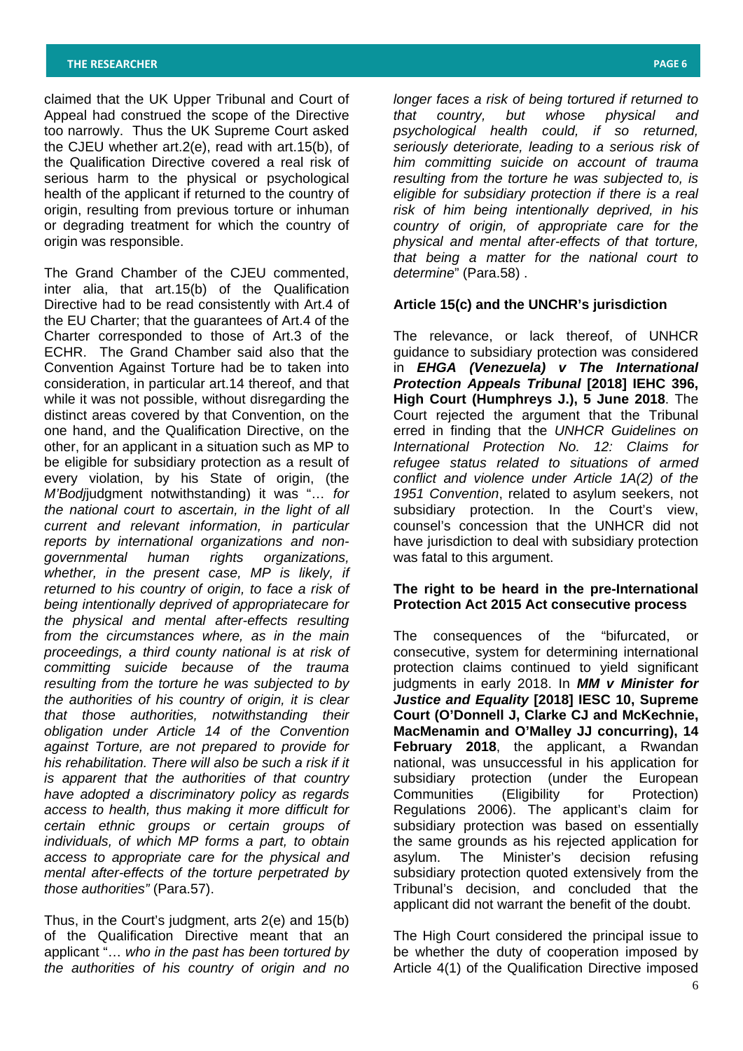claimed that the UK Upper Tribunal and Court of Appeal had construed the scope of the Directive too narrowly. Thus the UK Supreme Court asked the CJEU whether art.2(e), read with art.15(b), of the Qualification Directive covered a real risk of serious harm to the physical or psychological health of the applicant if returned to the country of origin, resulting from previous torture or inhuman or degrading treatment for which the country of origin was responsible.

The Grand Chamber of the CJEU commented, inter alia, that art.15(b) of the Qualification Directive had to be read consistently with Art.4 of the EU Charter; that the guarantees of Art.4 of the Charter corresponded to those of Art.3 of the ECHR. The Grand Chamber said also that the Convention Against Torture had be to taken into consideration, in particular art.14 thereof, and that while it was not possible, without disregarding the distinct areas covered by that Convention, on the one hand, and the Qualification Directive, on the other, for an applicant in a situation such as MP to be eligible for subsidiary protection as a result of every violation, by his State of origin, (the *M'Bodj*judgment notwithstanding) it was "… *for the national court to ascertain, in the light of all current and relevant information, in particular reports by international organizations and non-governmental human rights organizations, whether, in the present case, MP is likely, if returned to his country of origin, to face a risk of being intentionally deprived of appropriatecare for the physical and mental after-effects resulting from the circumstances where, as in the main proceedings, a third county national is at risk of committing suicide because of the trauma resulting from the torture he was subjected to by the authorities of his country of origin, it is clear that those authorities, notwithstanding their obligation under Article 14 of the Convention against Torture, are not prepared to provide for his rehabilitation. There will also be such a risk if it is apparent that the authorities of that country have adopted a discriminatory policy as regards access to health, thus making it more difficult for certain ethnic groups or certain groups of individuals, of which MP forms a part, to obtain access to appropriate care for the physical and mental after-effects of the torture perpetrated by those authorities"* (Para.57).

Thus, in the Court's judgment, arts 2(e) and 15(b) of the Qualification Directive meant that an applicant "… *who in the past has been tortured by the authorities of his country of origin and no longer faces a risk of being tortured if returned to that country, but whose physical and psychological health could, if so returned, seriously deteriorate, leading to a serious risk of him committing suicide on account of trauma resulting from the torture he was subjected to, is eligible for subsidiary protection if there is a real risk of him being intentionally deprived, in his country of origin, of appropriate care for the physical and mental after-effects of that torture, that being a matter for the national court to determine*" (Para.58) .

### Article 15(c) and the UNCHR's jurisdiction

The relevance, or lack thereof, of UNHCR guidance to subsidiary protection was considered in ***EHGA (Venezuela) v The International Protection Appeals Tribunal* [2018] IEHC 396, High Court (Humphreys J.), 5 June 2018**. The Court rejected the argument that the Tribunal erred in finding that the *UNHCR Guidelines on International Protection No. 12: Claims for refugee status related to situations of armed conflict and violence under Article 1A(2) of the 1951 Convention*, related to asylum seekers, not subsidiary protection. In the Court's view, counsel's concession that the UNHCR did not have jurisdiction to deal with subsidiary protection was fatal to this argument.

### The right to be heard in the pre-International Protection Act 2015 Act consecutive process

The consequences of the "bifurcated, or consecutive, system for determining international protection claims continued to yield significant judgments in early 2018. In ***MM v Minister for Justice and Equality* [2018] IESC 10, Supreme Court (O'Donnell J, Clarke CJ and McKechnie, MacMenamin and O'Malley JJ concurring), 14 February 2018**, the applicant, a Rwandan national, was unsuccessful in his application for subsidiary protection (under the European Communities (Eligibility for Protection) Regulations 2006). The applicant's claim for subsidiary protection was based on essentially the same grounds as his rejected application for asylum. The Minister's decision refusing subsidiary protection quoted extensively from the Tribunal's decision, and concluded that the applicant did not warrant the benefit of the doubt.

The High Court considered the principal issue to be whether the duty of cooperation imposed by Article 4(1) of the Qualification Directive imposed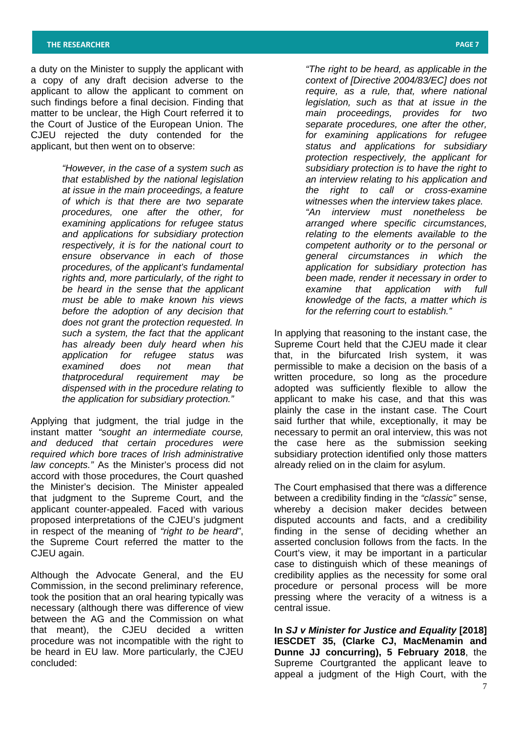a duty on the Minister to supply the applicant with a copy of any draft decision adverse to the applicant to allow the applicant to comment on such findings before a final decision. Finding that matter to be unclear, the High Court referred it to the Court of Justice of the European Union. The CJEU rejected the duty contended for the applicant, but then went on to observe:

> *"However, in the case of a system such as that established by the national legislation at issue in the main proceedings, a feature of which is that there are two separate procedures, one after the other, for examining applications for refugee status and applications for subsidiary protection respectively, it is for the national court to ensure observance in each of those procedures, of the applicant's fundamental rights and, more particularly, of the right to be heard in the sense that the applicant must be able to make known his views before the adoption of any decision that does not grant the protection requested. In such a system, the fact that the applicant has already been duly heard when his application for refugee status was examined does not mean that thatprocedural requirement may be dispensed with in the procedure relating to the application for subsidiary protection."*

Applying that judgment, the trial judge in the instant matter *"sought an intermediate course, and deduced that certain procedures were required which bore traces of Irish administrative law concepts."* As the Minister's process did not accord with those procedures, the Court quashed the Minister's decision. The Minister appealed that judgment to the Supreme Court, and the applicant counter-appealed. Faced with various proposed interpretations of the CJEU's judgment in respect of the meaning of *"right to be heard"*, the Supreme Court referred the matter to the CJEU again.

Although the Advocate General, and the EU Commission, in the second preliminary reference, took the position that an oral hearing typically was necessary (although there was difference of view between the AG and the Commission on what that meant), the CJEU decided a written procedure was not incompatible with the right to be heard in EU law. More particularly, the CJEU concluded:

> *"The right to be heard, as applicable in the context of [Directive 2004/83/EC] does not require, as a rule, that, where national legislation, such as that at issue in the main proceedings, provides for two separate procedures, one after the other, for examining applications for refugee status and applications for subsidiary protection respectively, the applicant for subsidiary protection is to have the right to an interview relating to his application and the right to call or cross-examine witnesses when the interview takes place.*
>
> *"An interview must nonetheless be arranged where specific circumstances, relating to the elements available to the competent authority or to the personal or general circumstances in which the application for subsidiary protection has been made, render it necessary in order to examine that application with full knowledge of the facts, a matter which is for the referring court to establish."*

In applying that reasoning to the instant case, the Supreme Court held that the CJEU made it clear that, in the bifurcated Irish system, it was permissible to make a decision on the basis of a written procedure, so long as the procedure adopted was sufficiently flexible to allow the applicant to make his case, and that this was plainly the case in the instant case. The Court said further that while, exceptionally, it may be necessary to permit an oral interview, this was not the case here as the submission seeking subsidiary protection identified only those matters already relied on in the claim for asylum.

The Court emphasised that there was a difference between a credibility finding in the *"classic"* sense, whereby a decision maker decides between disputed accounts and facts, and a credibility finding in the sense of deciding whether an asserted conclusion follows from the facts. In the Court's view, it may be important in a particular case to distinguish which of these meanings of credibility applies as the necessity for some oral procedure or personal process will be more pressing where the veracity of a witness is a central issue.

**In *SJ v Minister for Justice and Equality* [2018] IESCDET 35, (Clarke CJ, MacMenamin and Dunne JJ concurring), 5 February 2018**, the Supreme Courtgranted the applicant leave to appeal a judgment of the High Court, with the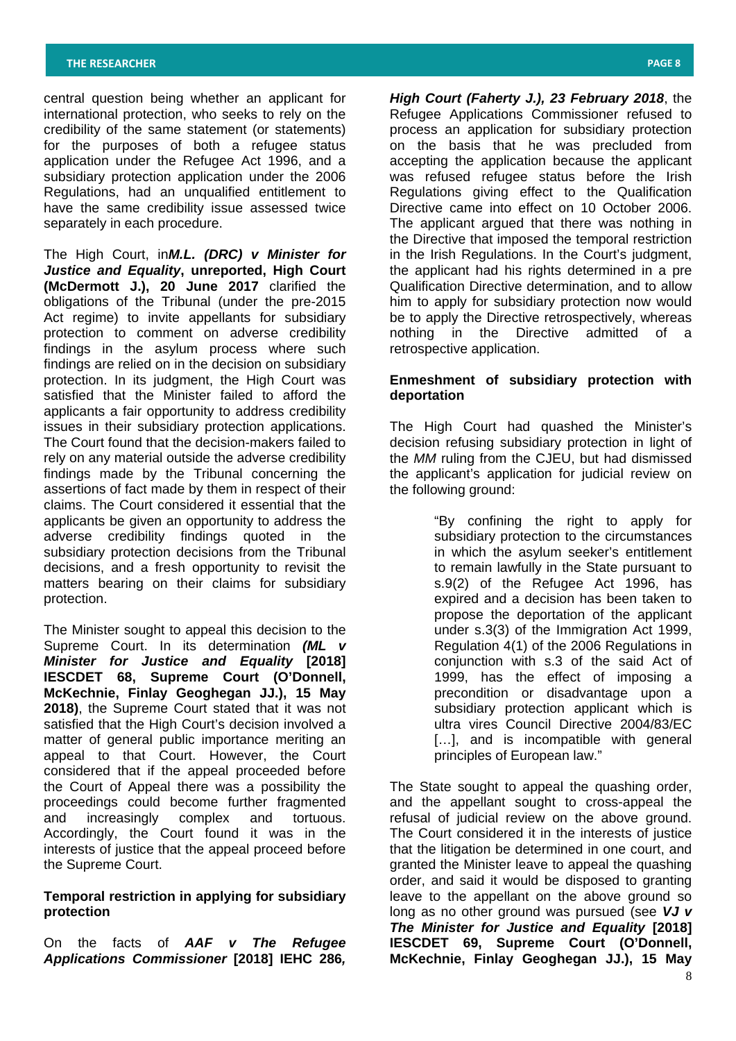central question being whether an applicant for international protection, who seeks to rely on the credibility of the same statement (or statements) for the purposes of both a refugee status application under the Refugee Act 1996, and a subsidiary protection application under the 2006 Regulations, had an unqualified entitlement to have the same credibility issue assessed twice separately in each procedure.

The High Court, in***M.L. (DRC) v Minister for Justice and Equality*****, unreported, High Court (McDermott J.), 20 June 2017** clarified the obligations of the Tribunal (under the pre-2015 Act regime) to invite appellants for subsidiary protection to comment on adverse credibility findings in the asylum process where such findings are relied on in the decision on subsidiary protection. In its judgment, the High Court was satisfied that the Minister failed to afford the applicants a fair opportunity to address credibility issues in their subsidiary protection applications. The Court found that the decision-makers failed to rely on any material outside the adverse credibility findings made by the Tribunal concerning the assertions of fact made by them in respect of their claims. The Court considered it essential that the applicants be given an opportunity to address the adverse credibility findings quoted in the subsidiary protection decisions from the Tribunal decisions, and a fresh opportunity to revisit the matters bearing on their claims for subsidiary protection.

The Minister sought to appeal this decision to the Supreme Court. In its determination ***(ML v Minister for Justice and Equality*** **[2018] IESCDET 68, Supreme Court (O'Donnell, McKechnie, Finlay Geoghegan JJ.), 15 May 2018)**, the Supreme Court stated that it was not satisfied that the High Court's decision involved a matter of general public importance meriting an appeal to that Court. However, the Court considered that if the appeal proceeded before the Court of Appeal there was a possibility the proceedings could become further fragmented and increasingly complex and tortuous. Accordingly, the Court found it was in the interests of justice that the appeal proceed before the Supreme Court.

**Temporal restriction in applying for subsidiary protection**

On the facts of ***AAF v The Refugee Applications Commissioner*** **[2018] IEHC 286*, High Court (Faherty J.), 23 February 2018***, the Refugee Applications Commissioner refused to process an application for subsidiary protection on the basis that he was precluded from accepting the application because the applicant was refused refugee status before the Irish Regulations giving effect to the Qualification Directive came into effect on 10 October 2006. The applicant argued that there was nothing in the Directive that imposed the temporal restriction in the Irish Regulations. In the Court's judgment, the applicant had his rights determined in a pre Qualification Directive determination, and to allow him to apply for subsidiary protection now would be to apply the Directive retrospectively, whereas nothing in the Directive admitted of a retrospective application.

**Enmeshment of subsidiary protection with deportation**

The High Court had quashed the Minister's decision refusing subsidiary protection in light of the *MM* ruling from the CJEU, but had dismissed the applicant's application for judicial review on the following ground:

> "By confining the right to apply for subsidiary protection to the circumstances in which the asylum seeker's entitlement to remain lawfully in the State pursuant to s.9(2) of the Refugee Act 1996, has expired and a decision has been taken to propose the deportation of the applicant under s.3(3) of the Immigration Act 1999, Regulation 4(1) of the 2006 Regulations in conjunction with s.3 of the said Act of 1999, has the effect of imposing a precondition or disadvantage upon a subsidiary protection applicant which is ultra vires Council Directive 2004/83/EC [...], and is incompatible with general principles of European law."

The State sought to appeal the quashing order, and the appellant sought to cross-appeal the refusal of judicial review on the above ground. The Court considered it in the interests of justice that the litigation be determined in one court, and granted the Minister leave to appeal the quashing order, and said it would be disposed to granting leave to the appellant on the above ground so long as no other ground was pursued (see ***VJ v The Minister for Justice and Equality*** **[2018] IESCDET 69, Supreme Court (O'Donnell, McKechnie, Finlay Geoghegan JJ.), 15 May**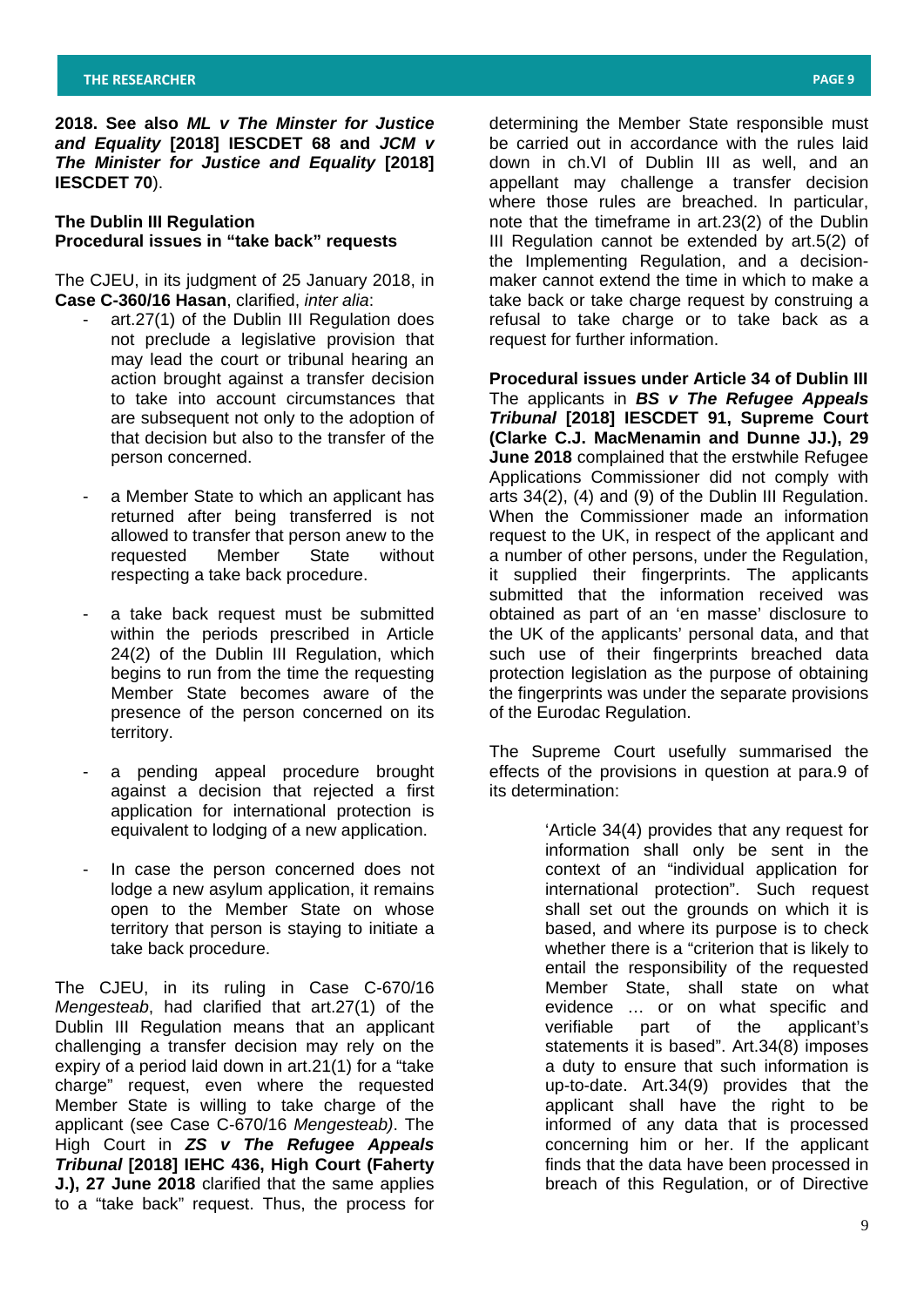**2018. See also *ML v The Minster for Justice and Equality* [2018] IESCDET 68 and *JCM v The Minister for Justice and Equality* [2018] IESCDET 70**).

**The Dublin III Regulation**
**Procedural issues in "take back" requests**

The CJEU, in its judgment of 25 January 2018, in **Case C-360/16 Hasan**, clarified, *inter alia*:

- art.27(1) of the Dublin III Regulation does not preclude a legislative provision that may lead the court or tribunal hearing an action brought against a transfer decision to take into account circumstances that are subsequent not only to the adoption of that decision but also to the transfer of the person concerned.

- a Member State to which an applicant has returned after being transferred is not allowed to transfer that person anew to the requested Member State without respecting a take back procedure.

- a take back request must be submitted within the periods prescribed in Article 24(2) of the Dublin III Regulation, which begins to run from the time the requesting Member State becomes aware of the presence of the person concerned on its territory.

- a pending appeal procedure brought against a decision that rejected a first application for international protection is equivalent to lodging of a new application.

- In case the person concerned does not lodge a new asylum application, it remains open to the Member State on whose territory that person is staying to initiate a take back procedure.

The CJEU, in its ruling in Case C-670/16 *Mengesteab*, had clarified that art.27(1) of the Dublin III Regulation means that an applicant challenging a transfer decision may rely on the expiry of a period laid down in art.21(1) for a "take charge" request, even where the requested Member State is willing to take charge of the applicant (see Case C-670/16 *Mengesteab)*. The High Court in ***ZS v The Refugee Appeals Tribunal* [2018] IEHC 436, High Court (Faherty J.), 27 June 2018** clarified that the same applies to a "take back" request. Thus, the process for determining the Member State responsible must be carried out in accordance with the rules laid down in ch.VI of Dublin III as well, and an appellant may challenge a transfer decision where those rules are breached. In particular, note that the timeframe in art.23(2) of the Dublin III Regulation cannot be extended by art.5(2) of the Implementing Regulation, and a decision-maker cannot extend the time in which to make a take back or take charge request by construing a refusal to take charge or to take back as a request for further information.

**Procedural issues under Article 34 of Dublin III**

The applicants in ***BS v The Refugee Appeals Tribunal* [2018] IESCDET 91, Supreme Court (Clarke C.J. MacMenamin and Dunne JJ.), 29 June 2018** complained that the erstwhile Refugee Applications Commissioner did not comply with arts 34(2), (4) and (9) of the Dublin III Regulation. When the Commissioner made an information request to the UK, in respect of the applicant and a number of other persons, under the Regulation, it supplied their fingerprints. The applicants submitted that the information received was obtained as part of an 'en masse' disclosure to the UK of the applicants' personal data, and that such use of their fingerprints breached data protection legislation as the purpose of obtaining the fingerprints was under the separate provisions of the Eurodac Regulation.

The Supreme Court usefully summarised the effects of the provisions in question at para.9 of its determination:

> 'Article 34(4) provides that any request for information shall only be sent in the context of an "individual application for international protection". Such request shall set out the grounds on which it is based, and where its purpose is to check whether there is a "criterion that is likely to entail the responsibility of the requested Member State, shall state on what evidence … or on what specific and verifiable part of the applicant's statements it is based". Art.34(8) imposes a duty to ensure that such information is up-to-date. Art.34(9) provides that the applicant shall have the right to be informed of any data that is processed concerning him or her. If the applicant finds that the data have been processed in breach of this Regulation, or of Directive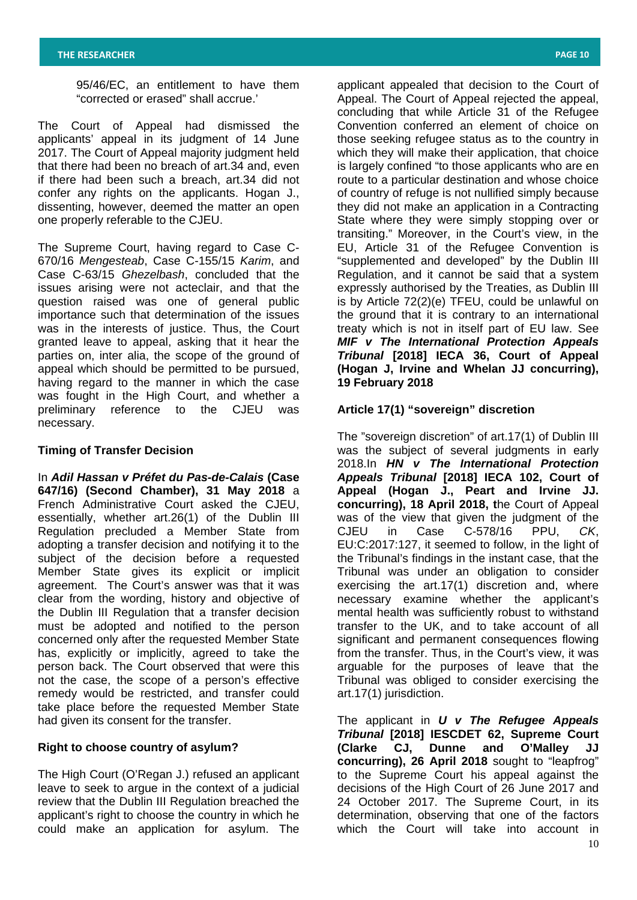95/46/EC, an entitlement to have them "corrected or erased" shall accrue.'

The Court of Appeal had dismissed the applicants' appeal in its judgment of 14 June 2017. The Court of Appeal majority judgment held that there had been no breach of art.34 and, even if there had been such a breach, art.34 did not confer any rights on the applicants. Hogan J., dissenting, however, deemed the matter an open one properly referable to the CJEU.

The Supreme Court, having regard to Case C-670/16 *Mengesteab*, Case C-155/15 *Karim*, and Case C-63/15 *Ghezelbash*, concluded that the issues arising were not acteclair, and that the question raised was one of general public importance such that determination of the issues was in the interests of justice. Thus, the Court granted leave to appeal, asking that it hear the parties on, inter alia, the scope of the ground of appeal which should be permitted to be pursued, having regard to the manner in which the case was fought in the High Court, and whether a preliminary reference to the CJEU was necessary.

### Timing of Transfer Decision

In ***Adil Hassan v Préfet du Pas-de-Calais* (Case 647/16) (Second Chamber), 31 May 2018** a French Administrative Court asked the CJEU, essentially, whether art.26(1) of the Dublin III Regulation precluded a Member State from adopting a transfer decision and notifying it to the subject of the decision before a requested Member State gives its explicit or implicit agreement. The Court's answer was that it was clear from the wording, history and objective of the Dublin III Regulation that a transfer decision must be adopted and notified to the person concerned only after the requested Member State has, explicitly or implicitly, agreed to take the person back. The Court observed that were this not the case, the scope of a person's effective remedy would be restricted, and transfer could take place before the requested Member State had given its consent for the transfer.

### Right to choose country of asylum?

The High Court (O'Regan J.) refused an applicant leave to seek to argue in the context of a judicial review that the Dublin III Regulation breached the applicant's right to choose the country in which he could make an application for asylum. The applicant appealed that decision to the Court of Appeal. The Court of Appeal rejected the appeal, concluding that while Article 31 of the Refugee Convention conferred an element of choice on those seeking refugee status as to the country in which they will make their application, that choice is largely confined "to those applicants who are en route to a particular destination and whose choice of country of refuge is not nullified simply because they did not make an application in a Contracting State where they were simply stopping over or transiting." Moreover, in the Court's view, in the EU, Article 31 of the Refugee Convention is "supplemented and developed" by the Dublin III Regulation, and it cannot be said that a system expressly authorised by the Treaties, as Dublin III is by Article 72(2)(e) TFEU, could be unlawful on the ground that it is contrary to an international treaty which is not in itself part of EU law. See ***MIF v The International Protection Appeals Tribunal* [2018] IECA 36, Court of Appeal (Hogan J, Irvine and Whelan JJ concurring), 19 February 2018**

### Article 17(1) "sovereign" discretion

The "sovereign discretion" of art.17(1) of Dublin III was the subject of several judgments in early 2018.In ***HN v The International Protection Appeals Tribunal* [2018] IECA 102, Court of Appeal (Hogan J., Peart and Irvine JJ. concurring), 18 April 2018, t**he Court of Appeal was of the view that given the judgment of the CJEU in Case C-578/16 PPU, *CK*, EU:C:2017:127, it seemed to follow, in the light of the Tribunal's findings in the instant case, that the Tribunal was under an obligation to consider exercising the art.17(1) discretion and, where necessary examine whether the applicant's mental health was sufficiently robust to withstand transfer to the UK, and to take account of all significant and permanent consequences flowing from the transfer. Thus, in the Court's view, it was arguable for the purposes of leave that the Tribunal was obliged to consider exercising the art.17(1) jurisdiction.

The applicant in ***U v The Refugee Appeals Tribunal* [2018] IESCDET 62, Supreme Court (Clarke CJ, Dunne and O'Malley JJ concurring), 26 April 2018** sought to "leapfrog" to the Supreme Court his appeal against the decisions of the High Court of 26 June 2017 and 24 October 2017. The Supreme Court, in its determination, observing that one of the factors which the Court will take into account in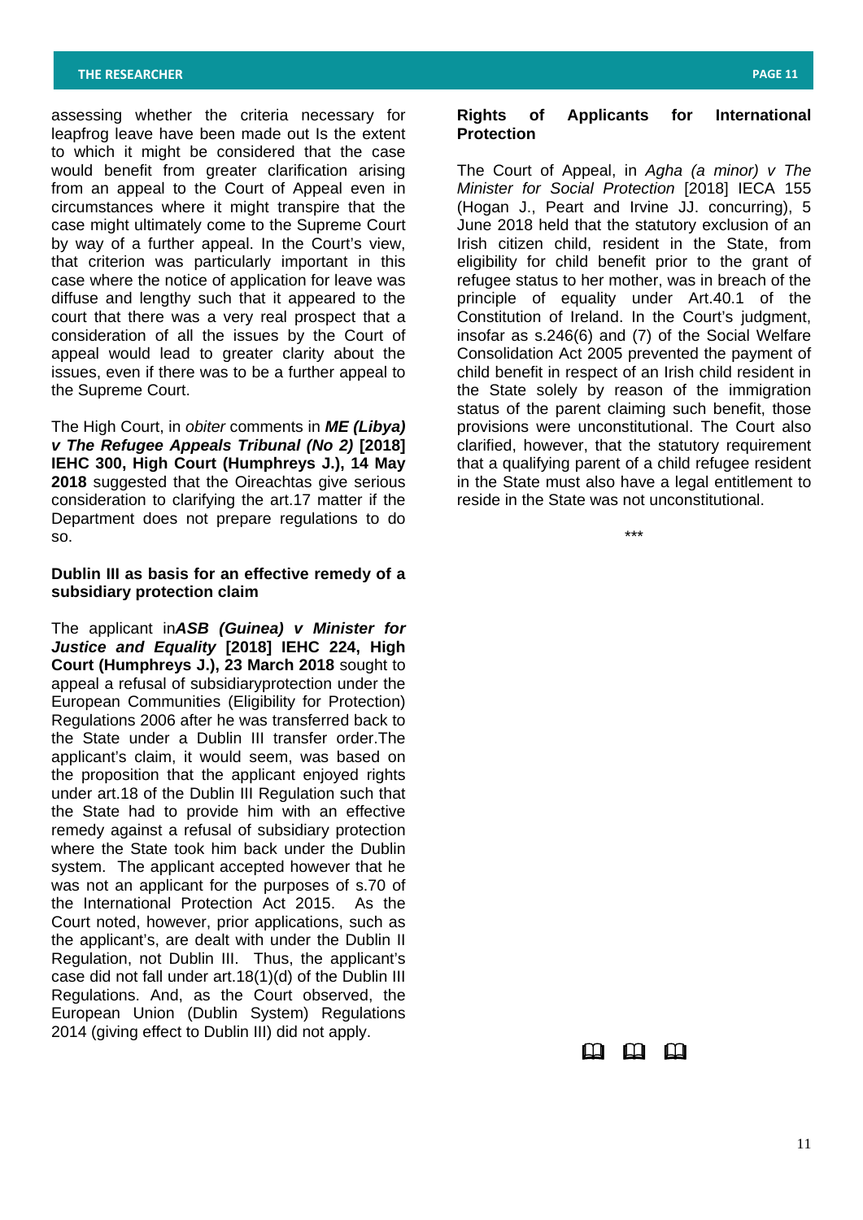assessing whether the criteria necessary for leapfrog leave have been made out Is the extent to which it might be considered that the case would benefit from greater clarification arising from an appeal to the Court of Appeal even in circumstances where it might transpire that the case might ultimately come to the Supreme Court by way of a further appeal. In the Court's view, that criterion was particularly important in this case where the notice of application for leave was diffuse and lengthy such that it appeared to the court that there was a very real prospect that a consideration of all the issues by the Court of appeal would lead to greater clarity about the issues, even if there was to be a further appeal to the Supreme Court.

The High Court, in *obiter* comments in ***ME (Libya) v The Refugee Appeals Tribunal (No 2)*** **[2018] IEHC 300, High Court (Humphreys J.), 14 May 2018** suggested that the Oireachtas give serious consideration to clarifying the art.17 matter if the Department does not prepare regulations to do so.

**Dublin III as basis for an effective remedy of a subsidiary protection claim**

The applicant in***ASB (Guinea) v Minister for Justice and Equality*** **[2018] IEHC 224, High Court (Humphreys J.), 23 March 2018** sought to appeal a refusal of subsidiaryprotection under the European Communities (Eligibility for Protection) Regulations 2006 after he was transferred back to the State under a Dublin III transfer order.The applicant's claim, it would seem, was based on the proposition that the applicant enjoyed rights under art.18 of the Dublin III Regulation such that the State had to provide him with an effective remedy against a refusal of subsidiary protection where the State took him back under the Dublin system. The applicant accepted however that he was not an applicant for the purposes of s.70 of the International Protection Act 2015. As the Court noted, however, prior applications, such as the applicant's, are dealt with under the Dublin II Regulation, not Dublin III. Thus, the applicant's case did not fall under art.18(1)(d) of the Dublin III Regulations. And, as the Court observed, the European Union (Dublin System) Regulations 2014 (giving effect to Dublin III) did not apply.

**Rights of Applicants for International Protection**

The Court of Appeal, in *Agha (a minor) v The Minister for Social Protection* [2018] IECA 155 (Hogan J., Peart and Irvine JJ. concurring), 5 June 2018 held that the statutory exclusion of an Irish citizen child, resident in the State, from eligibility for child benefit prior to the grant of refugee status to her mother, was in breach of the principle of equality under Art.40.1 of the Constitution of Ireland. In the Court's judgment, insofar as s.246(6) and (7) of the Social Welfare Consolidation Act 2005 prevented the payment of child benefit in respect of an Irish child resident in the State solely by reason of the immigration status of the parent claiming such benefit, those provisions were unconstitutional. The Court also clarified, however, that the statutory requirement that a qualifying parent of a child refugee resident in the State must also have a legal entitlement to reside in the State was not unconstitutional.

\*\*\*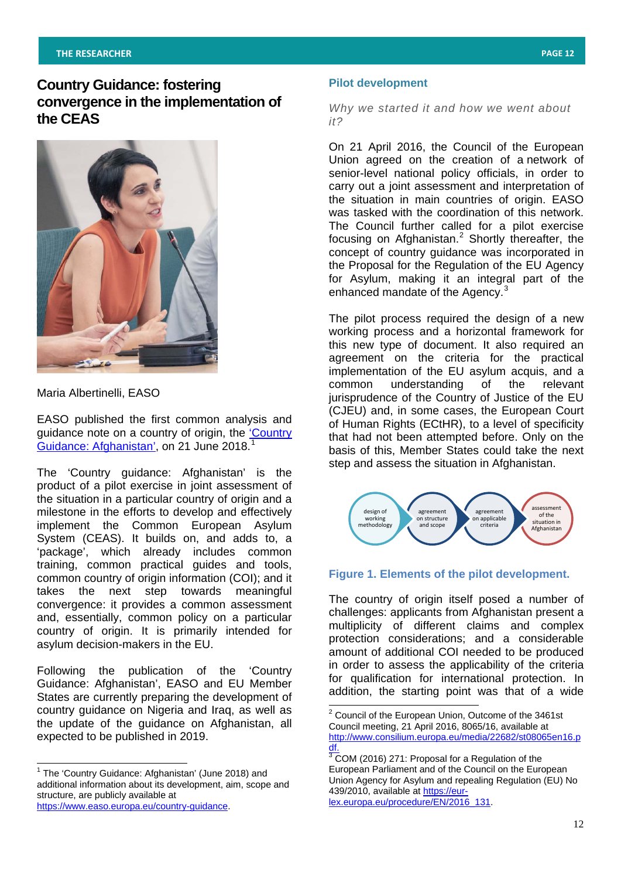# Country Guidance: fostering convergence in the implementation of the CEAS

Maria Albertinelli, EASO

EASO published the first common analysis and guidance note on a country of origin, the ['Country Guidance: Afghanistan'](https://www.easo.europa.eu/country-guidance), on 21 June 2018.[1]

The 'Country guidance: Afghanistan' is the product of a pilot exercise in joint assessment of the situation in a particular country of origin and a milestone in the efforts to develop and effectively implement the Common European Asylum System (CEAS). It builds on, and adds to, a 'package', which already includes common training, common practical guides and tools, common country of origin information (COI); and it takes the next step towards meaningful convergence: it provides a common assessment and, essentially, common policy on a particular country of origin. It is primarily intended for asylum decision-makers in the EU.

Following the publication of the 'Country Guidance: Afghanistan', EASO and EU Member States are currently preparing the development of country guidance on Nigeria and Iraq, as well as the update of the guidance on Afghanistan, all expected to be published in 2019.

## Pilot development

*Why we started it and how we went about it?*

On 21 April 2016, the Council of the European Union agreed on the creation of a network of senior-level national policy officials, in order to carry out a joint assessment and interpretation of the situation in main countries of origin. EASO was tasked with the coordination of this network. The Council further called for a pilot exercise focusing on Afghanistan.[2] Shortly thereafter, the concept of country guidance was incorporated in the Proposal for the Regulation of the EU Agency for Asylum, making it an integral part of the enhanced mandate of the Agency.[3]

The pilot process required the design of a new working process and a horizontal framework for this new type of document. It also required an agreement on the criteria for the practical implementation of the EU asylum acquis, and a common understanding of the relevant jurisprudence of the Country of Justice of the EU (CJEU) and, in some cases, the European Court of Human Rights (ECtHR), to a level of specificity that had not been attempted before. Only on the basis of this, Member States could take the next step and assess the situation in Afghanistan.

design of working methodology → agreement on structure and scope → agreement on applicable criteria → assessment of the situation in Afghanistan

**Figure 1. Elements of the pilot development.**

The country of origin itself posed a number of challenges: applicants from Afghanistan present a multiplicity of different claims and complex protection considerations; and a considerable amount of additional COI needed to be produced in order to assess the applicability of the criteria for qualification for international protection. In addition, the starting point was that of a wide

---

[1] The 'Country Guidance: Afghanistan' (June 2018) and additional information about its development, aim, scope and structure, are publicly available at https://www.easo.europa.eu/country-guidance.

[2] Council of the European Union, Outcome of the 3461st Council meeting, 21 April 2016, 8065/16, available at http://www.consilium.europa.eu/media/22682/st08065en16.pdf.

[3] COM (2016) 271: Proposal for a Regulation of the European Parliament and of the Council on the European Union Agency for Asylum and repealing Regulation (EU) No 439/2010, available at https://eur-lex.europa.eu/procedure/EN/2016_131.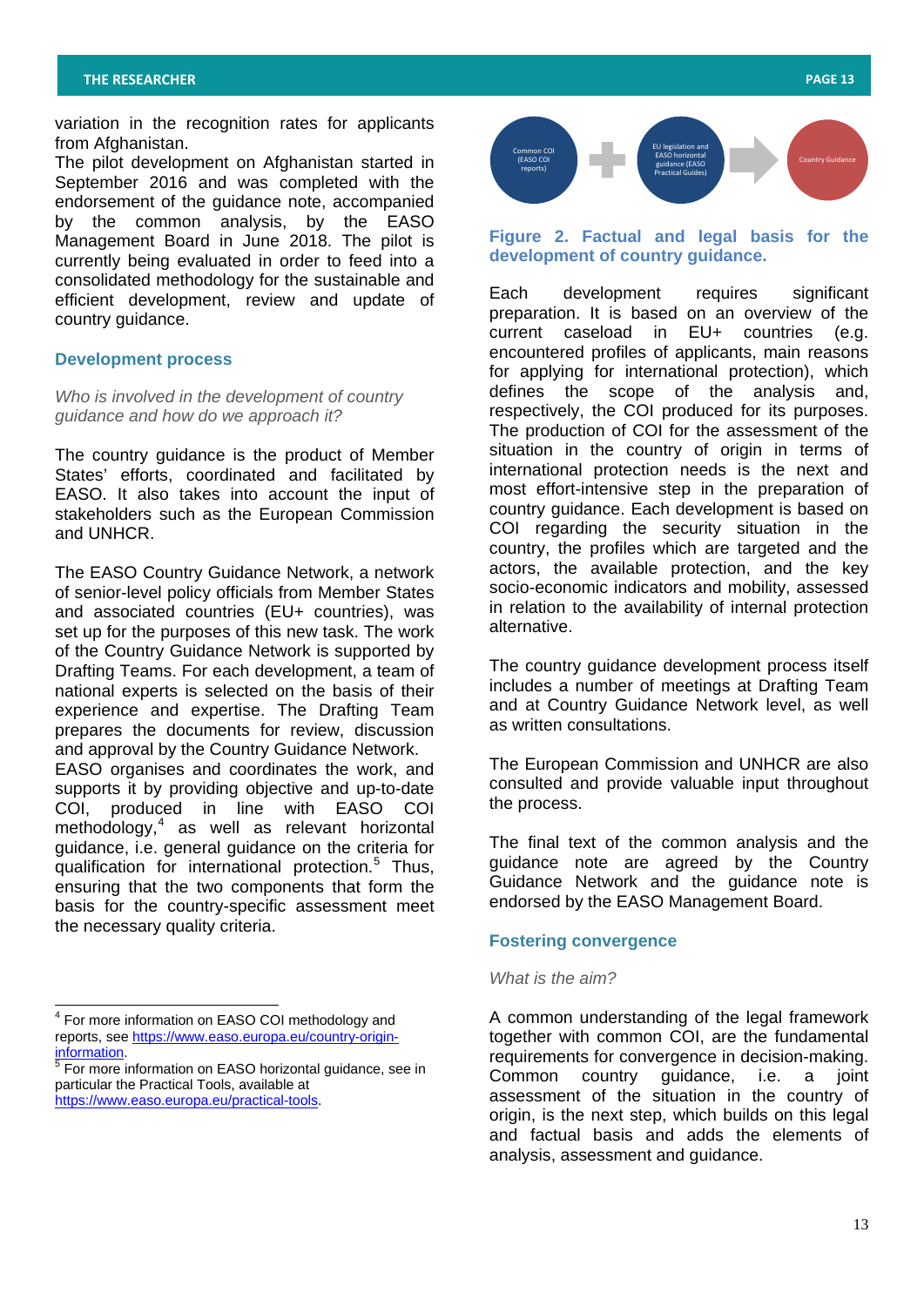variation in the recognition rates for applicants from Afghanistan.

The pilot development on Afghanistan started in September 2016 and was completed with the endorsement of the guidance note, accompanied by the common analysis, by the EASO Management Board in June 2018. The pilot is currently being evaluated in order to feed into a consolidated methodology for the sustainable and efficient development, review and update of country guidance.

## Development process

*Who is involved in the development of country guidance and how do we approach it?*

The country guidance is the product of Member States' efforts, coordinated and facilitated by EASO. It also takes into account the input of stakeholders such as the European Commission and UNHCR.

The EASO Country Guidance Network, a network of senior-level policy officials from Member States and associated countries (EU+ countries), was set up for the purposes of this new task. The work of the Country Guidance Network is supported by Drafting Teams. For each development, a team of national experts is selected on the basis of their experience and expertise. The Drafting Team prepares the documents for review, discussion and approval by the Country Guidance Network.

EASO organises and coordinates the work, and supports it by providing objective and up-to-date COI, produced in line with EASO COI methodology,[4] as well as relevant horizontal guidance, i.e. general guidance on the criteria for qualification for international protection.[5] Thus, ensuring that the two components that form the basis for the country-specific assessment meet the necessary quality criteria.

Common COI (EASO COI reports) + EU legislation and EASO horizontal guidance (EASO Practical Guides) → Country Guidance

**Figure 2. Factual and legal basis for the development of country guidance.**

Each development requires significant preparation. It is based on an overview of the current caseload in EU+ countries (e.g. encountered profiles of applicants, main reasons for applying for international protection), which defines the scope of the analysis and, respectively, the COI produced for its purposes. The production of COI for the assessment of the situation in the country of origin in terms of international protection needs is the next and most effort-intensive step in the preparation of country guidance. Each development is based on COI regarding the security situation in the country, the profiles which are targeted and the actors, the available protection, and the key socio-economic indicators and mobility, assessed in relation to the availability of internal protection alternative.

The country guidance development process itself includes a number of meetings at Drafting Team and at Country Guidance Network level, as well as written consultations.

The European Commission and UNHCR are also consulted and provide valuable input throughout the process.

The final text of the common analysis and the guidance note are agreed by the Country Guidance Network and the guidance note is endorsed by the EASO Management Board.

## Fostering convergence

*What is the aim?*

A common understanding of the legal framework together with common COI, are the fundamental requirements for convergence in decision-making. Common country guidance, i.e. a joint assessment of the situation in the country of origin, is the next step, which builds on this legal and factual basis and adds the elements of analysis, assessment and guidance.

---

[4] For more information on EASO COI methodology and reports, see https://www.easo.europa.eu/country-origin-information.

[5] For more information on EASO horizontal guidance, see in particular the Practical Tools, available at https://www.easo.europa.eu/practical-tools.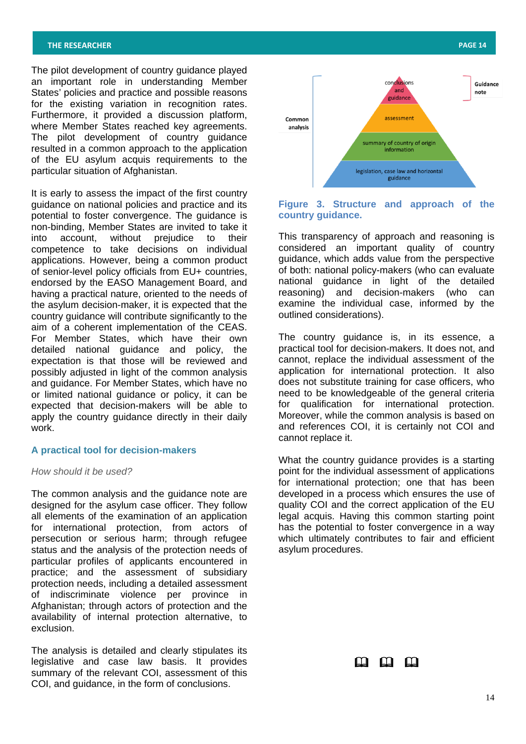The pilot development of country guidance played an important role in understanding Member States' policies and practice and possible reasons for the existing variation in recognition rates. Furthermore, it provided a discussion platform, where Member States reached key agreements. The pilot development of country guidance resulted in a common approach to the application of the EU asylum acquis requirements to the particular situation of Afghanistan.

It is early to assess the impact of the first country guidance on national policies and practice and its potential to foster convergence. The guidance is non-binding, Member States are invited to take it into account, without prejudice to their competence to take decisions on individual applications. However, being a common product of senior-level policy officials from EU+ countries, endorsed by the EASO Management Board, and having a practical nature, oriented to the needs of the asylum decision-maker, it is expected that the country guidance will contribute significantly to the aim of a coherent implementation of the CEAS. For Member States, which have their own detailed national guidance and policy, the expectation is that those will be reviewed and possibly adjusted in light of the common analysis and guidance. For Member States, which have no or limited national guidance or policy, it can be expected that decision-makers will be able to apply the country guidance directly in their daily work.

### A practical tool for decision-makers

*How should it be used?*

The common analysis and the guidance note are designed for the asylum case officer. They follow all elements of the examination of an application for international protection, from actors of persecution or serious harm; through refugee status and the analysis of the protection needs of particular profiles of applicants encountered in practice; and the assessment of subsidiary protection needs, including a detailed assessment of indiscriminate violence per province in Afghanistan; through actors of protection and the availability of internal protection alternative, to exclusion.

The analysis is detailed and clearly stipulates its legislative and case law basis. It provides summary of the relevant COI, assessment of this COI, and guidance, in the form of conclusions.

Common analysis: legislation, case law and horizontal guidance; summary of country of origin information; assessment. Guidance note: conclusions and guidance.

**Figure 3. Structure and approach of the country guidance.**

This transparency of approach and reasoning is considered an important quality of country guidance, which adds value from the perspective of both: national policy-makers (who can evaluate national guidance in light of the detailed reasoning) and decision-makers (who can examine the individual case, informed by the outlined considerations).

The country guidance is, in its essence, a practical tool for decision-makers. It does not, and cannot, replace the individual assessment of the application for international protection. It also does not substitute training for case officers, who need to be knowledgeable of the general criteria for qualification for international protection. Moreover, while the common analysis is based on and references COI, it is certainly not COI and cannot replace it.

What the country guidance provides is a starting point for the individual assessment of applications for international protection; one that has been developed in a process which ensures the use of quality COI and the correct application of the EU legal acquis. Having this common starting point has the potential to foster convergence in a way which ultimately contributes to fair and efficient asylum procedures.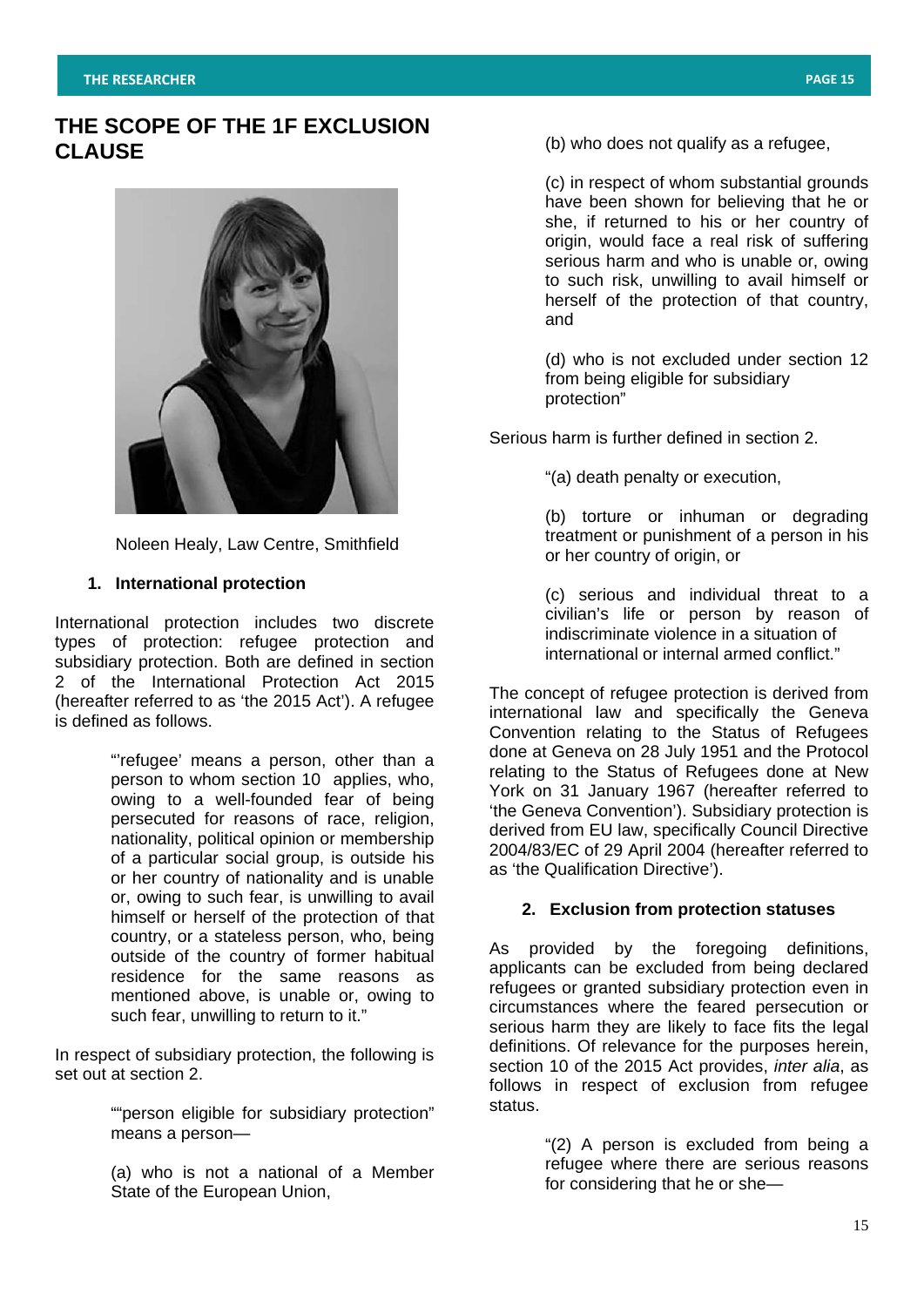# THE SCOPE OF THE 1F EXCLUSION CLAUSE

Noleen Healy, Law Centre, Smithfield

## 1. International protection

International protection includes two discrete types of protection: refugee protection and subsidiary protection. Both are defined in section 2 of the International Protection Act 2015 (hereafter referred to as 'the 2015 Act'). A refugee is defined as follows.

> "'refugee' means a person, other than a person to whom section 10 applies, who, owing to a well-founded fear of being persecuted for reasons of race, religion, nationality, political opinion or membership of a particular social group, is outside his or her country of nationality and is unable or, owing to such fear, is unwilling to avail himself or herself of the protection of that country, or a stateless person, who, being outside of the country of former habitual residence for the same reasons as mentioned above, is unable or, owing to such fear, unwilling to return to it."

In respect of subsidiary protection, the following is set out at section 2.

> ""person eligible for subsidiary protection" means a person—
>
> (a) who is not a national of a Member State of the European Union,
>
> (b) who does not qualify as a refugee,
>
> (c) in respect of whom substantial grounds have been shown for believing that he or she, if returned to his or her country of origin, would face a real risk of suffering serious harm and who is unable or, owing to such risk, unwilling to avail himself or herself of the protection of that country, and
>
> (d) who is not excluded under section 12 from being eligible for subsidiary protection"

Serious harm is further defined in section 2.

> "(a) death penalty or execution,
>
> (b) torture or inhuman or degrading treatment or punishment of a person in his or her country of origin, or
>
> (c) serious and individual threat to a civilian's life or person by reason of indiscriminate violence in a situation of international or internal armed conflict."

The concept of refugee protection is derived from international law and specifically the Geneva Convention relating to the Status of Refugees done at Geneva on 28 July 1951 and the Protocol relating to the Status of Refugees done at New York on 31 January 1967 (hereafter referred to 'the Geneva Convention'). Subsidiary protection is derived from EU law, specifically Council Directive 2004/83/EC of 29 April 2004 (hereafter referred to as 'the Qualification Directive').

## 2. Exclusion from protection statuses

As provided by the foregoing definitions, applicants can be excluded from being declared refugees or granted subsidiary protection even in circumstances where the feared persecution or serious harm they are likely to face fits the legal definitions. Of relevance for the purposes herein, section 10 of the 2015 Act provides, *inter alia*, as follows in respect of exclusion from refugee status.

> "(2) A person is excluded from being a refugee where there are serious reasons for considering that he or she—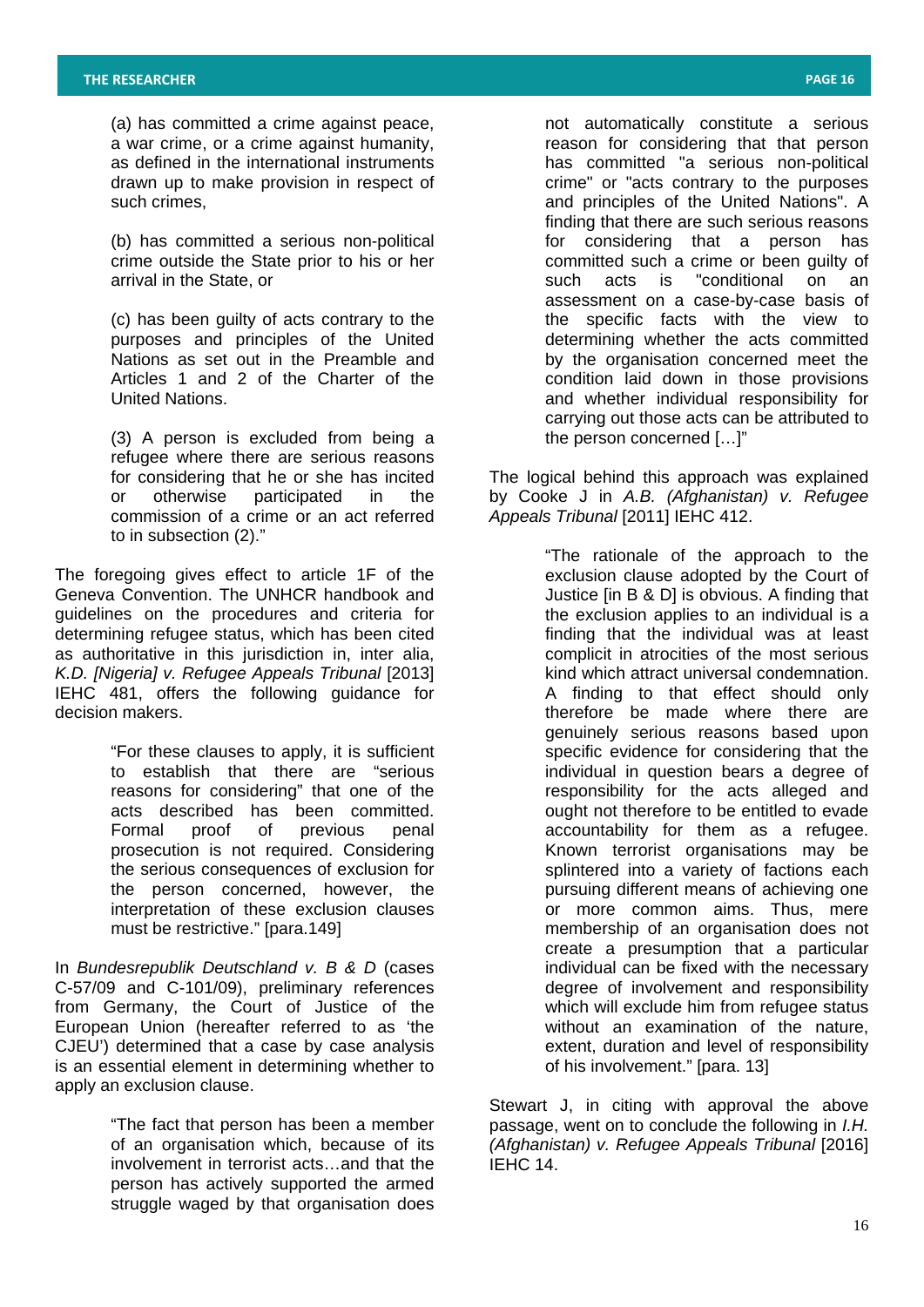> (a) has committed a crime against peace, a war crime, or a crime against humanity, as defined in the international instruments drawn up to make provision in respect of such crimes,
>
> (b) has committed a serious non-political crime outside the State prior to his or her arrival in the State, or
>
> (c) has been guilty of acts contrary to the purposes and principles of the United Nations as set out in the Preamble and Articles 1 and 2 of the Charter of the United Nations.
>
> (3) A person is excluded from being a refugee where there are serious reasons for considering that he or she has incited or otherwise participated in the commission of a crime or an act referred to in subsection (2)."

The foregoing gives effect to article 1F of the Geneva Convention. The UNHCR handbook and guidelines on the procedures and criteria for determining refugee status, which has been cited as authoritative in this jurisdiction in, inter alia, *K.D. [Nigeria] v. Refugee Appeals Tribunal* [2013] IEHC 481, offers the following guidance for decision makers.

> "For these clauses to apply, it is sufficient to establish that there are "serious reasons for considering" that one of the acts described has been committed. Formal proof of previous penal prosecution is not required. Considering the serious consequences of exclusion for the person concerned, however, the interpretation of these exclusion clauses must be restrictive." [para.149]

In *Bundesrepublik Deutschland v. B & D* (cases C-57/09 and C-101/09), preliminary references from Germany, the Court of Justice of the European Union (hereafter referred to as 'the CJEU') determined that a case by case analysis is an essential element in determining whether to apply an exclusion clause.

> "The fact that person has been a member of an organisation which, because of its involvement in terrorist acts…and that the person has actively supported the armed struggle waged by that organisation does not automatically constitute a serious reason for considering that that person has committed "a serious non-political crime" or "acts contrary to the purposes and principles of the United Nations". A finding that there are such serious reasons for considering that a person has committed such a crime or been guilty of such acts is "conditional on an assessment on a case-by-case basis of the specific facts with the view to determining whether the acts committed by the organisation concerned meet the condition laid down in those provisions and whether individual responsibility for carrying out those acts can be attributed to the person concerned […]"

The logical behind this approach was explained by Cooke J in *A.B. (Afghanistan) v. Refugee Appeals Tribunal* [2011] IEHC 412.

> "The rationale of the approach to the exclusion clause adopted by the Court of Justice [in B & D] is obvious. A finding that the exclusion applies to an individual is a finding that the individual was at least complicit in atrocities of the most serious kind which attract universal condemnation. A finding to that effect should only therefore be made where there are genuinely serious reasons based upon specific evidence for considering that the individual in question bears a degree of responsibility for the acts alleged and ought not therefore to be entitled to evade accountability for them as a refugee. Known terrorist organisations may be splintered into a variety of factions each pursuing different means of achieving one or more common aims. Thus, mere membership of an organisation does not create a presumption that a particular individual can be fixed with the necessary degree of involvement and responsibility which will exclude him from refugee status without an examination of the nature, extent, duration and level of responsibility of his involvement." [para. 13]

Stewart J, in citing with approval the above passage, went on to conclude the following in *I.H. (Afghanistan) v. Refugee Appeals Tribunal* [2016] IEHC 14.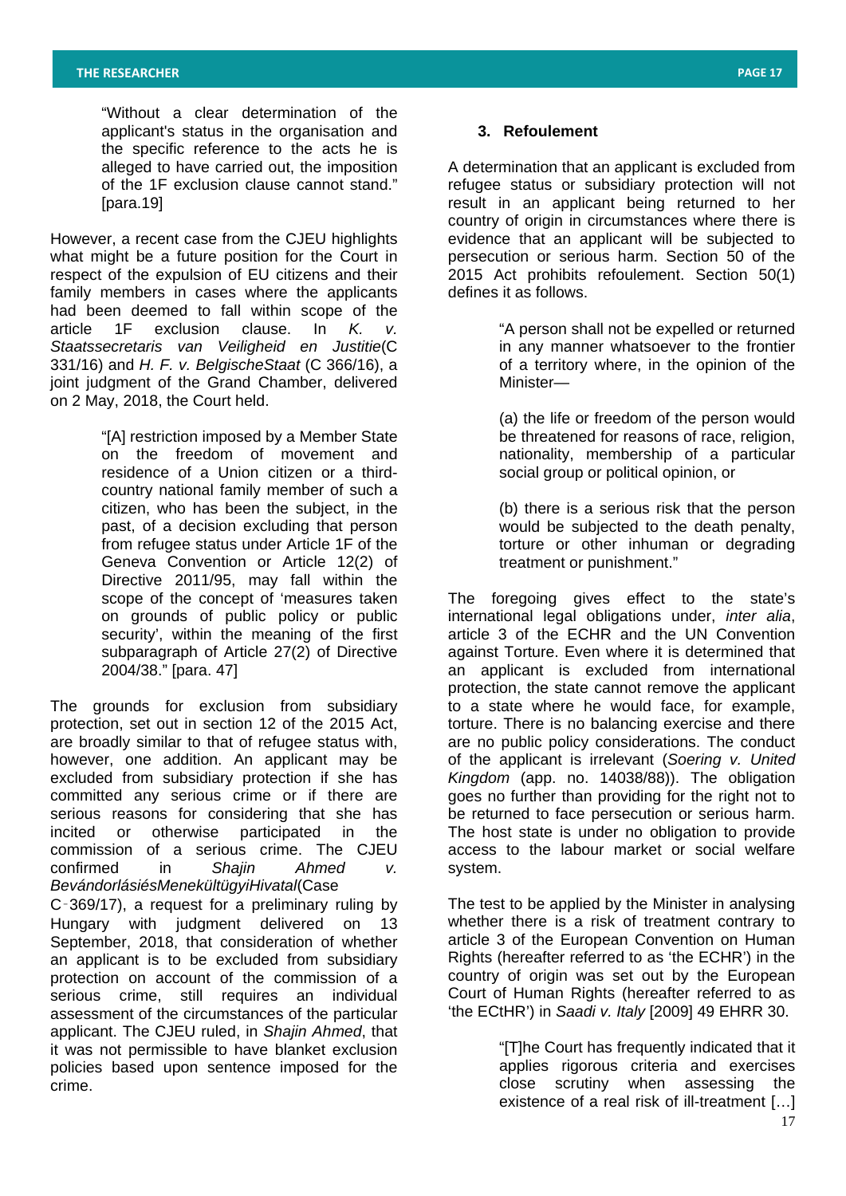> "Without a clear determination of the applicant's status in the organisation and the specific reference to the acts he is alleged to have carried out, the imposition of the 1F exclusion clause cannot stand." [para.19]

However, a recent case from the CJEU highlights what might be a future position for the Court in respect of the expulsion of EU citizens and their family members in cases where the applicants had been deemed to fall within scope of the article 1F exclusion clause. In *K. v. Staatssecretaris van Veiligheid en Justitie*(C 331/16) and *H. F. v. BelgischeStaat* (C 366/16), a joint judgment of the Grand Chamber, delivered on 2 May, 2018, the Court held.

> "[A] restriction imposed by a Member State on the freedom of movement and residence of a Union citizen or a third-country national family member of such a citizen, who has been the subject, in the past, of a decision excluding that person from refugee status under Article 1F of the Geneva Convention or Article 12(2) of Directive 2011/95, may fall within the scope of the concept of 'measures taken on grounds of public policy or public security', within the meaning of the first subparagraph of Article 27(2) of Directive 2004/38." [para. 47]

The grounds for exclusion from subsidiary protection, set out in section 12 of the 2015 Act, are broadly similar to that of refugee status with, however, one addition. An applicant may be excluded from subsidiary protection if she has committed any serious crime or if there are serious reasons for considering that she has incited or otherwise participated in the commission of a serious crime. The CJEU confirmed in *Shajin Ahmed v. BevándorlásiésMenekültügyiHivatal*(Case C‑369/17), a request for a preliminary ruling by Hungary with judgment delivered on 13 September, 2018, that consideration of whether an applicant is to be excluded from subsidiary protection on account of the commission of a serious crime, still requires an individual assessment of the circumstances of the particular applicant. The CJEU ruled, in *Shajin Ahmed*, that it was not permissible to have blanket exclusion policies based upon sentence imposed for the crime.

### 3. Refoulement

A determination that an applicant is excluded from refugee status or subsidiary protection will not result in an applicant being returned to her country of origin in circumstances where there is evidence that an applicant will be subjected to persecution or serious harm. Section 50 of the 2015 Act prohibits refoulement. Section 50(1) defines it as follows.

> "A person shall not be expelled or returned in any manner whatsoever to the frontier of a territory where, in the opinion of the Minister—
>
> (a) the life or freedom of the person would be threatened for reasons of race, religion, nationality, membership of a particular social group or political opinion, or
>
> (b) there is a serious risk that the person would be subjected to the death penalty, torture or other inhuman or degrading treatment or punishment."

The foregoing gives effect to the state's international legal obligations under, *inter alia*, article 3 of the ECHR and the UN Convention against Torture. Even where it is determined that an applicant is excluded from international protection, the state cannot remove the applicant to a state where he would face, for example, torture. There is no balancing exercise and there are no public policy considerations. The conduct of the applicant is irrelevant (*Soering v. United Kingdom* (app. no. 14038/88)). The obligation goes no further than providing for the right not to be returned to face persecution or serious harm. The host state is under no obligation to provide access to the labour market or social welfare system.

The test to be applied by the Minister in analysing whether there is a risk of treatment contrary to article 3 of the European Convention on Human Rights (hereafter referred to as 'the ECHR') in the country of origin was set out by the European Court of Human Rights (hereafter referred to as 'the ECtHR') in *Saadi v. Italy* [2009] 49 EHRR 30.

> "[T]he Court has frequently indicated that it applies rigorous criteria and exercises close scrutiny when assessing the existence of a real risk of ill-treatment […]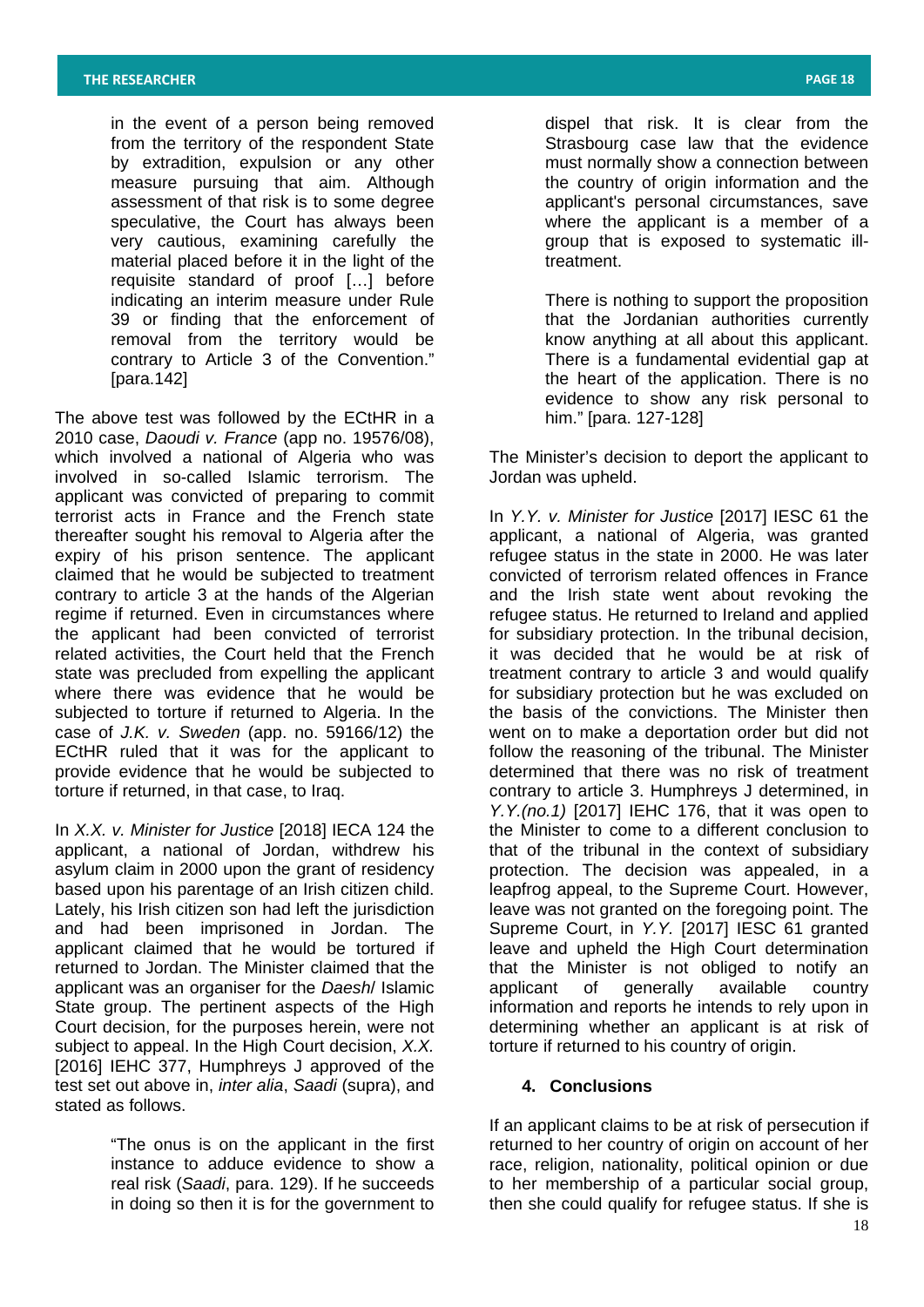> in the event of a person being removed from the territory of the respondent State by extradition, expulsion or any other measure pursuing that aim. Although assessment of that risk is to some degree speculative, the Court has always been very cautious, examining carefully the material placed before it in the light of the requisite standard of proof […] before indicating an interim measure under Rule 39 or finding that the enforcement of removal from the territory would be contrary to Article 3 of the Convention." [para.142]

The above test was followed by the ECtHR in a 2010 case, *Daoudi v. France* (app no. 19576/08), which involved a national of Algeria who was involved in so-called Islamic terrorism. The applicant was convicted of preparing to commit terrorist acts in France and the French state thereafter sought his removal to Algeria after the expiry of his prison sentence. The applicant claimed that he would be subjected to treatment contrary to article 3 at the hands of the Algerian regime if returned. Even in circumstances where the applicant had been convicted of terrorist related activities, the Court held that the French state was precluded from expelling the applicant where there was evidence that he would be subjected to torture if returned to Algeria. In the case of *J.K. v. Sweden* (app. no. 59166/12) the ECtHR ruled that it was for the applicant to provide evidence that he would be subjected to torture if returned, in that case, to Iraq.

In *X.X. v. Minister for Justice* [2018] IECA 124 the applicant, a national of Jordan, withdrew his asylum claim in 2000 upon the grant of residency based upon his parentage of an Irish citizen child. Lately, his Irish citizen son had left the jurisdiction and had been imprisoned in Jordan. The applicant claimed that he would be tortured if returned to Jordan. The Minister claimed that the applicant was an organiser for the *Daesh*/ Islamic State group. The pertinent aspects of the High Court decision, for the purposes herein, were not subject to appeal. In the High Court decision, *X.X.* [2016] IEHC 377, Humphreys J approved of the test set out above in, *inter alia*, *Saadi* (supra), and stated as follows.

> "The onus is on the applicant in the first instance to adduce evidence to show a real risk (*Saadi*, para. 129). If he succeeds in doing so then it is for the government to dispel that risk. It is clear from the Strasbourg case law that the evidence must normally show a connection between the country of origin information and the applicant's personal circumstances, save where the applicant is a member of a group that is exposed to systematic ill-treatment.
>
> There is nothing to support the proposition that the Jordanian authorities currently know anything at all about this applicant. There is a fundamental evidential gap at the heart of the application. There is no evidence to show any risk personal to him." [para. 127-128]

The Minister's decision to deport the applicant to Jordan was upheld.

In *Y.Y. v. Minister for Justice* [2017] IESC 61 the applicant, a national of Algeria, was granted refugee status in the state in 2000. He was later convicted of terrorism related offences in France and the Irish state went about revoking the refugee status. He returned to Ireland and applied for subsidiary protection. In the tribunal decision, it was decided that he would be at risk of treatment contrary to article 3 and would qualify for subsidiary protection but he was excluded on the basis of the convictions. The Minister then went on to make a deportation order but did not follow the reasoning of the tribunal. The Minister determined that there was no risk of treatment contrary to article 3. Humphreys J determined, in *Y.Y.(no.1)* [2017] IEHC 176, that it was open to the Minister to come to a different conclusion to that of the tribunal in the context of subsidiary protection. The decision was appealed, in a leapfrog appeal, to the Supreme Court. However, leave was not granted on the foregoing point. The Supreme Court, in *Y.Y.* [2017] IESC 61 granted leave and upheld the High Court determination that the Minister is not obliged to notify an applicant of generally available country information and reports he intends to rely upon in determining whether an applicant is at risk of torture if returned to his country of origin.

## 4. Conclusions

If an applicant claims to be at risk of persecution if returned to her country of origin on account of her race, religion, nationality, political opinion or due to her membership of a particular social group, then she could qualify for refugee status. If she is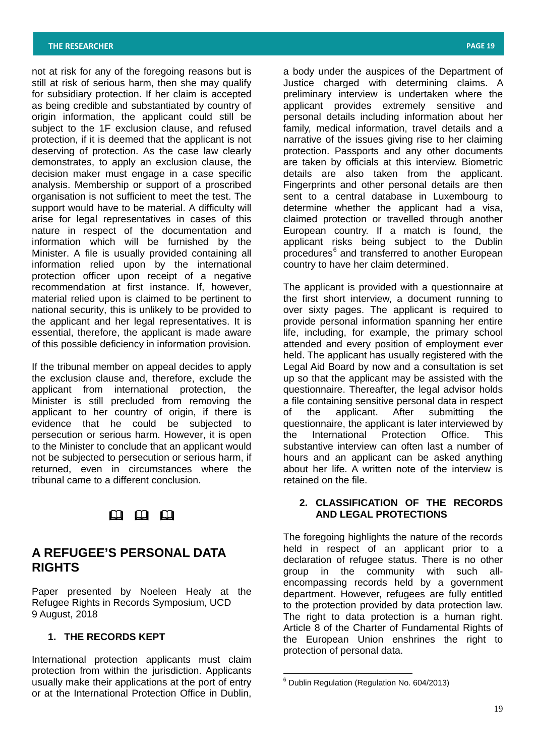not at risk for any of the foregoing reasons but is still at risk of serious harm, then she may qualify for subsidiary protection. If her claim is accepted as being credible and substantiated by country of origin information, the applicant could still be subject to the 1F exclusion clause, and refused protection, if it is deemed that the applicant is not deserving of protection. As the case law clearly demonstrates, to apply an exclusion clause, the decision maker must engage in a case specific analysis. Membership or support of a proscribed organisation is not sufficient to meet the test. The support would have to be material. A difficulty will arise for legal representatives in cases of this nature in respect of the documentation and information which will be furnished by the Minister. A file is usually provided containing all information relied upon by the international protection officer upon receipt of a negative recommendation at first instance. If, however, material relied upon is claimed to be pertinent to national security, this is unlikely to be provided to the applicant and her legal representatives. It is essential, therefore, the applicant is made aware of this possible deficiency in information provision.

If the tribunal member on appeal decides to apply the exclusion clause and, therefore, exclude the applicant from international protection, the Minister is still precluded from removing the applicant to her country of origin, if there is evidence that he could be subjected to persecution or serious harm. However, it is open to the Minister to conclude that an applicant would not be subjected to persecution or serious harm, if returned, even in circumstances where the tribunal came to a different conclusion.

# A REFUGEE'S PERSONAL DATA RIGHTS

Paper presented by Noeleen Healy at the Refugee Rights in Records Symposium, UCD 9 August, 2018

## 1. THE RECORDS KEPT

International protection applicants must claim protection from within the jurisdiction. Applicants usually make their applications at the port of entry or at the International Protection Office in Dublin, a body under the auspices of the Department of Justice charged with determining claims. A preliminary interview is undertaken where the applicant provides extremely sensitive and personal details including information about her family, medical information, travel details and a narrative of the issues giving rise to her claiming protection. Passports and any other documents are taken by officials at this interview. Biometric details are also taken from the applicant. Fingerprints and other personal details are then sent to a central database in Luxembourg to determine whether the applicant had a visa, claimed protection or travelled through another European country. If a match is found, the applicant risks being subject to the Dublin procedures[6] and transferred to another European country to have her claim determined.

The applicant is provided with a questionnaire at the first short interview, a document running to over sixty pages. The applicant is required to provide personal information spanning her entire life, including, for example, the primary school attended and every position of employment ever held. The applicant has usually registered with the Legal Aid Board by now and a consultation is set up so that the applicant may be assisted with the questionnaire. Thereafter, the legal advisor holds a file containing sensitive personal data in respect of the applicant. After submitting the questionnaire, the applicant is later interviewed by the International Protection Office. This substantive interview can often last a number of hours and an applicant can be asked anything about her life. A written note of the interview is retained on the file.

## 2. CLASSIFICATION OF THE RECORDS AND LEGAL PROTECTIONS

The foregoing highlights the nature of the records held in respect of an applicant prior to a declaration of refugee status. There is no other group in the community with such all-encompassing records held by a government department. However, refugees are fully entitled to the protection provided by data protection law. The right to data protection is a human right. Article 8 of the Charter of Fundamental Rights of the European Union enshrines the right to protection of personal data.

[6] Dublin Regulation (Regulation No. 604/2013)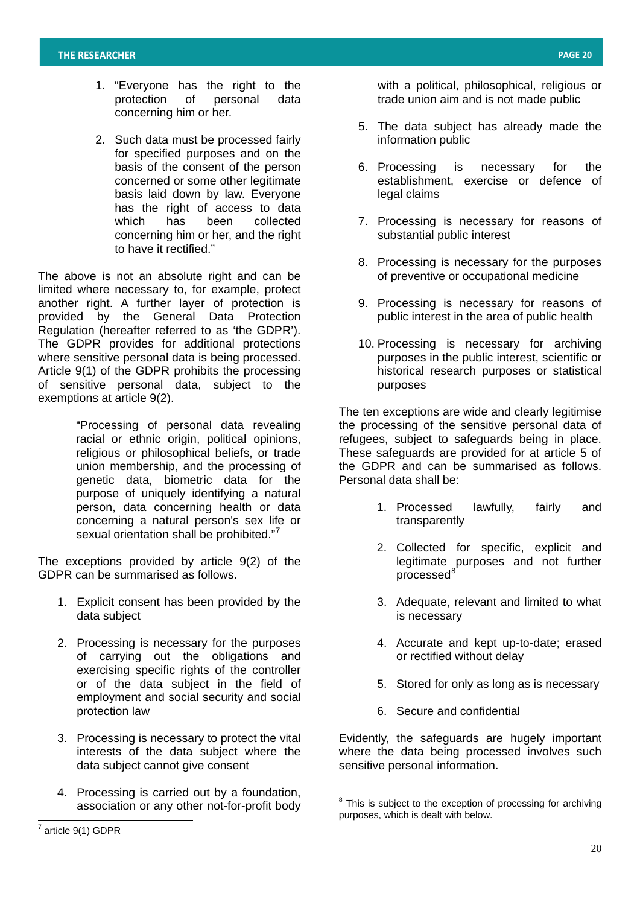1. "Everyone has the right to the protection of personal data concerning him or her.

2. Such data must be processed fairly for specified purposes and on the basis of the consent of the person concerned or some other legitimate basis laid down by law. Everyone has the right of access to data which has been collected concerning him or her, and the right to have it rectified."

The above is not an absolute right and can be limited where necessary to, for example, protect another right. A further layer of protection is provided by the General Data Protection Regulation (hereafter referred to as 'the GDPR'). The GDPR provides for additional protections where sensitive personal data is being processed. Article 9(1) of the GDPR prohibits the processing of sensitive personal data, subject to the exemptions at article 9(2).

> "Processing of personal data revealing racial or ethnic origin, political opinions, religious or philosophical beliefs, or trade union membership, and the processing of genetic data, biometric data for the purpose of uniquely identifying a natural person, data concerning health or data concerning a natural person's sex life or sexual orientation shall be prohibited."[7]

The exceptions provided by article 9(2) of the GDPR can be summarised as follows.

1. Explicit consent has been provided by the data subject
2. Processing is necessary for the purposes of carrying out the obligations and exercising specific rights of the controller or of the data subject in the field of employment and social security and social protection law
3. Processing is necessary to protect the vital interests of the data subject where the data subject cannot give consent
4. Processing is carried out by a foundation, association or any other not-for-profit body with a political, philosophical, religious or trade union aim and is not made public
5. The data subject has already made the information public
6. Processing is necessary for the establishment, exercise or defence of legal claims
7. Processing is necessary for reasons of substantial public interest
8. Processing is necessary for the purposes of preventive or occupational medicine
9. Processing is necessary for reasons of public interest in the area of public health
10. Processing is necessary for archiving purposes in the public interest, scientific or historical research purposes or statistical purposes

The ten exceptions are wide and clearly legitimise the processing of the sensitive personal data of refugees, subject to safeguards being in place. These safeguards are provided for at article 5 of the GDPR and can be summarised as follows. Personal data shall be:

1. Processed lawfully, fairly and transparently
2. Collected for specific, explicit and legitimate purposes and not further processed[8]
3. Adequate, relevant and limited to what is necessary
4. Accurate and kept up-to-date; erased or rectified without delay
5. Stored for only as long as is necessary
6. Secure and confidential

Evidently, the safeguards are hugely important where the data being processed involves such sensitive personal information.

---

[7] article 9(1) GDPR

[8] This is subject to the exception of processing for archiving purposes, which is dealt with below.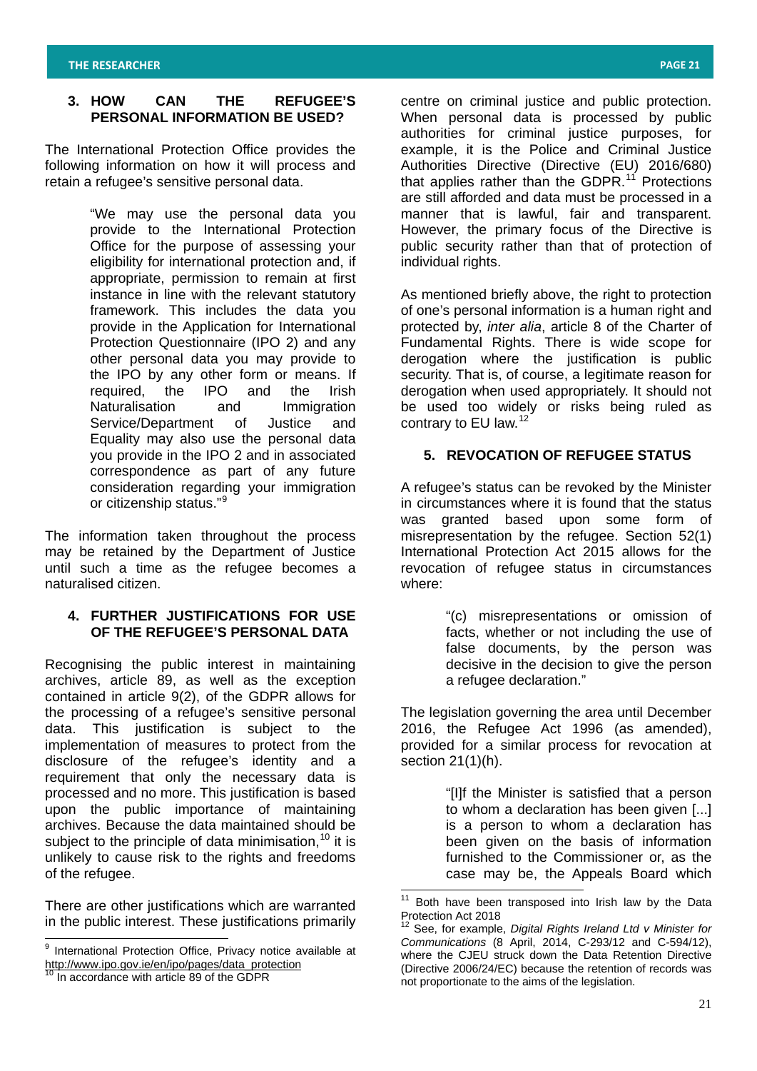### 3. HOW CAN THE REFUGEE'S PERSONAL INFORMATION BE USED?

The International Protection Office provides the following information on how it will process and retain a refugee's sensitive personal data.

> "We may use the personal data you provide to the International Protection Office for the purpose of assessing your eligibility for international protection and, if appropriate, permission to remain at first instance in line with the relevant statutory framework. This includes the data you provide in the Application for International Protection Questionnaire (IPO 2) and any other personal data you may provide to the IPO by any other form or means. If required, the IPO and the Irish Naturalisation and Immigration Service/Department of Justice and Equality may also use the personal data you provide in the IPO 2 and in associated correspondence as part of any future consideration regarding your immigration or citizenship status."[9]

The information taken throughout the process may be retained by the Department of Justice until such a time as the refugee becomes a naturalised citizen.

### 4. FURTHER JUSTIFICATIONS FOR USE OF THE REFUGEE'S PERSONAL DATA

Recognising the public interest in maintaining archives, article 89, as well as the exception contained in article 9(2), of the GDPR allows for the processing of a refugee's sensitive personal data. This justification is subject to the implementation of measures to protect from the disclosure of the refugee's identity and a requirement that only the necessary data is processed and no more. This justification is based upon the public importance of maintaining archives. Because the data maintained should be subject to the principle of data minimisation,[10] it is unlikely to cause risk to the rights and freedoms of the refugee.

There are other justifications which are warranted in the public interest. These justifications primarily centre on criminal justice and public protection. When personal data is processed by public authorities for criminal justice purposes, for example, it is the Police and Criminal Justice Authorities Directive (Directive (EU) 2016/680) that applies rather than the GDPR.[11] Protections are still afforded and data must be processed in a manner that is lawful, fair and transparent. However, the primary focus of the Directive is public security rather than that of protection of individual rights.

As mentioned briefly above, the right to protection of one's personal information is a human right and protected by, *inter alia*, article 8 of the Charter of Fundamental Rights. There is wide scope for derogation where the justification is public security. That is, of course, a legitimate reason for derogation when used appropriately. It should not be used too widely or risks being ruled as contrary to EU law.[12]

### 5. REVOCATION OF REFUGEE STATUS

A refugee's status can be revoked by the Minister in circumstances where it is found that the status was granted based upon some form of misrepresentation by the refugee. Section 52(1) International Protection Act 2015 allows for the revocation of refugee status in circumstances where:

> "(c) misrepresentations or omission of facts, whether or not including the use of false documents, by the person was decisive in the decision to give the person a refugee declaration."

The legislation governing the area until December 2016, the Refugee Act 1996 (as amended), provided for a similar process for revocation at section 21(1)(h).

> "[I]f the Minister is satisfied that a person to whom a declaration has been given [...] is a person to whom a declaration has been given on the basis of information furnished to the Commissioner or, as the case may be, the Appeals Board which

---

[9] International Protection Office, Privacy notice available at http://www.ipo.gov.ie/en/ipo/pages/data_protection

[10] In accordance with article 89 of the GDPR

[11] Both have been transposed into Irish law by the Data Protection Act 2018

[12] See, for example, *Digital Rights Ireland Ltd v Minister for Communications* (8 April, 2014, C-293/12 and C-594/12), where the CJEU struck down the Data Retention Directive (Directive 2006/24/EC) because the retention of records was not proportionate to the aims of the legislation.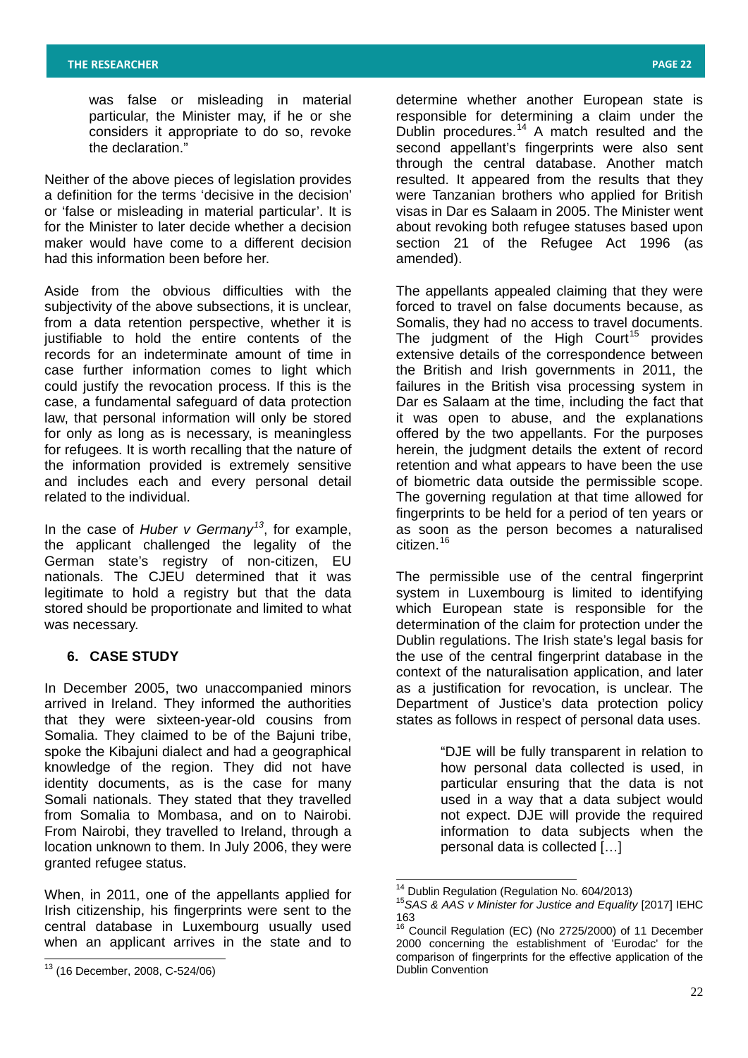> was false or misleading in material particular, the Minister may, if he or she considers it appropriate to do so, revoke the declaration."

Neither of the above pieces of legislation provides a definition for the terms 'decisive in the decision' or 'false or misleading in material particular'. It is for the Minister to later decide whether a decision maker would have come to a different decision had this information been before her.

Aside from the obvious difficulties with the subjectivity of the above subsections, it is unclear, from a data retention perspective, whether it is justifiable to hold the entire contents of the records for an indeterminate amount of time in case further information comes to light which could justify the revocation process. If this is the case, a fundamental safeguard of data protection law, that personal information will only be stored for only as long as is necessary, is meaningless for refugees. It is worth recalling that the nature of the information provided is extremely sensitive and includes each and every personal detail related to the individual.

In the case of *Huber v Germany*[13], for example, the applicant challenged the legality of the German state's registry of non-citizen, EU nationals. The CJEU determined that it was legitimate to hold a registry but that the data stored should be proportionate and limited to what was necessary.

## 6. CASE STUDY

In December 2005, two unaccompanied minors arrived in Ireland. They informed the authorities that they were sixteen-year-old cousins from Somalia. They claimed to be of the Bajuni tribe, spoke the Kibajuni dialect and had a geographical knowledge of the region. They did not have identity documents, as is the case for many Somali nationals. They stated that they travelled from Somalia to Mombasa, and on to Nairobi. From Nairobi, they travelled to Ireland, through a location unknown to them. In July 2006, they were granted refugee status.

When, in 2011, one of the appellants applied for Irish citizenship, his fingerprints were sent to the central database in Luxembourg usually used when an applicant arrives in the state and to determine whether another European state is responsible for determining a claim under the Dublin procedures.[14] A match resulted and the second appellant's fingerprints were also sent through the central database. Another match resulted. It appeared from the results that they were Tanzanian brothers who applied for British visas in Dar es Salaam in 2005. The Minister went about revoking both refugee statuses based upon section 21 of the Refugee Act 1996 (as amended).

The appellants appealed claiming that they were forced to travel on false documents because, as Somalis, they had no access to travel documents. The judgment of the High Court[15] provides extensive details of the correspondence between the British and Irish governments in 2011, the failures in the British visa processing system in Dar es Salaam at the time, including the fact that it was open to abuse, and the explanations offered by the two appellants. For the purposes herein, the judgment details the extent of record retention and what appears to have been the use of biometric data outside the permissible scope. The governing regulation at that time allowed for fingerprints to be held for a period of ten years or as soon as the person becomes a naturalised citizen.[16]

The permissible use of the central fingerprint system in Luxembourg is limited to identifying which European state is responsible for the determination of the claim for protection under the Dublin regulations. The Irish state's legal basis for the use of the central fingerprint database in the context of the naturalisation application, and later as a justification for revocation, is unclear. The Department of Justice's data protection policy states as follows in respect of personal data uses.

> "DJE will be fully transparent in relation to how personal data collected is used, in particular ensuring that the data is not used in a way that a data subject would not expect. DJE will provide the required information to data subjects when the personal data is collected […]

---

[13] (16 December, 2008, C-524/06)

[14] Dublin Regulation (Regulation No. 604/2013)

[15] *SAS & AAS v Minister for Justice and Equality* [2017] IEHC 163

[16] Council Regulation (EC) (No 2725/2000) of 11 December 2000 concerning the establishment of 'Eurodac' for the comparison of fingerprints for the effective application of the Dublin Convention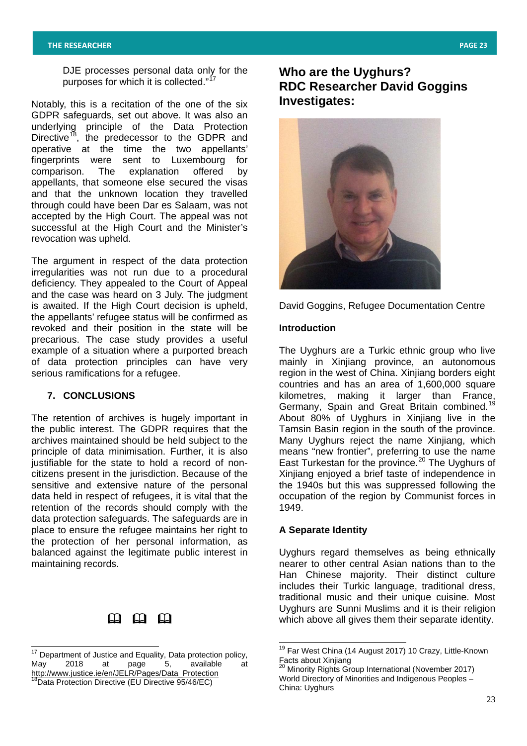DJE processes personal data only for the purposes for which it is collected."[17]

Notably, this is a recitation of the one of the six GDPR safeguards, set out above. It was also an underlying principle of the Data Protection Directive[18], the predecessor to the GDPR and operative at the time the two appellants' fingerprints were sent to Luxembourg for comparison. The explanation offered by appellants, that someone else secured the visas and that the unknown location they travelled through could have been Dar es Salaam, was not accepted by the High Court. The appeal was not successful at the High Court and the Minister's revocation was upheld.

The argument in respect of the data protection irregularities was not run due to a procedural deficiency. They appealed to the Court of Appeal and the case was heard on 3 July. The judgment is awaited. If the High Court decision is upheld, the appellants' refugee status will be confirmed as revoked and their position in the state will be precarious. The case study provides a useful example of a situation where a purported breach of data protection principles can have very serious ramifications for a refugee.

### 7. CONCLUSIONS

The retention of archives is hugely important in the public interest. The GDPR requires that the archives maintained should be held subject to the principle of data minimisation. Further, it is also justifiable for the state to hold a record of non-citizens present in the jurisdiction. Because of the sensitive and extensive nature of the personal data held in respect of refugees, it is vital that the retention of the records should comply with the data protection safeguards. The safeguards are in place to ensure the refugee maintains her right to the protection of her personal information, as balanced against the legitimate public interest in maintaining records.

🕮 🕮 🕮

[17] Department of Justice and Equality, Data protection policy, May 2018 at page 5, available at http://www.justice.ie/en/JELR/Pages/Data_Protection

[18] Data Protection Directive (EU Directive 95/46/EC)

## Who are the Uyghurs? RDC Researcher David Goggins Investigates:

David Goggins, Refugee Documentation Centre

### Introduction

The Uyghurs are a Turkic ethnic group who live mainly in Xinjiang province, an autonomous region in the west of China. Xinjiang borders eight countries and has an area of 1,600,000 square kilometres, making it larger than France, Germany, Spain and Great Britain combined.[19] About 80% of Uyghurs in Xinjiang live in the Tamsin Basin region in the south of the province. Many Uyghurs reject the name Xinjiang, which means "new frontier", preferring to use the name East Turkestan for the province.[20] The Uyghurs of Xinjiang enjoyed a brief taste of independence in the 1940s but this was suppressed following the occupation of the region by Communist forces in 1949.

### A Separate Identity

Uyghurs regard themselves as being ethnically nearer to other central Asian nations than to the Han Chinese majority. Their distinct culture includes their Turkic language, traditional dress, traditional music and their unique cuisine. Most Uyghurs are Sunni Muslims and it is their religion which above all gives them their separate identity.

[19] Far West China (14 August 2017) 10 Crazy, Little-Known Facts about Xinjiang

[20] Minority Rights Group International (November 2017) World Directory of Minorities and Indigenous Peoples – China: Uyghurs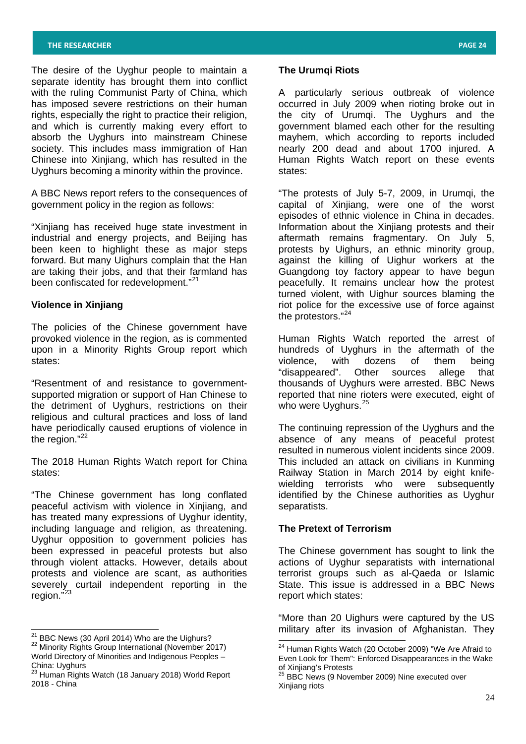The desire of the Uyghur people to maintain a separate identity has brought them into conflict with the ruling Communist Party of China, which has imposed severe restrictions on their human rights, especially the right to practice their religion, and which is currently making every effort to absorb the Uyghurs into mainstream Chinese society. This includes mass immigration of Han Chinese into Xinjiang, which has resulted in the Uyghurs becoming a minority within the province.

A BBC News report refers to the consequences of government policy in the region as follows:

"Xinjiang has received huge state investment in industrial and energy projects, and Beijing has been keen to highlight these as major steps forward. But many Uighurs complain that the Han are taking their jobs, and that their farmland has been confiscated for redevelopment."[21]

**Violence in Xinjiang**

The policies of the Chinese government have provoked violence in the region, as is commented upon in a Minority Rights Group report which states:

"Resentment of and resistance to government-supported migration or support of Han Chinese to the detriment of Uyghurs, restrictions on their religious and cultural practices and loss of land have periodically caused eruptions of violence in the region."[22]

The 2018 Human Rights Watch report for China states:

"The Chinese government has long conflated peaceful activism with violence in Xinjiang, and has treated many expressions of Uyghur identity, including language and religion, as threatening. Uyghur opposition to government policies has been expressed in peaceful protests but also through violent attacks. However, details about protests and violence are scant, as authorities severely curtail independent reporting in the region."[23]

**The Urumqi Riots**

A particularly serious outbreak of violence occurred in July 2009 when rioting broke out in the city of Urumqi. The Uyghurs and the government blamed each other for the resulting mayhem, which according to reports included nearly 200 dead and about 1700 injured. A Human Rights Watch report on these events states:

"The protests of July 5-7, 2009, in Urumqi, the capital of Xinjiang, were one of the worst episodes of ethnic violence in China in decades. Information about the Xinjiang protests and their aftermath remains fragmentary. On July 5, protests by Uighurs, an ethnic minority group, against the killing of Uighur workers at the Guangdong toy factory appear to have begun peacefully. It remains unclear how the protest turned violent, with Uighur sources blaming the riot police for the excessive use of force against the protestors."[24]

Human Rights Watch reported the arrest of hundreds of Uyghurs in the aftermath of the violence, with dozens of them being "disappeared". Other sources allege that thousands of Uyghurs were arrested. BBC News reported that nine rioters were executed, eight of who were Uyghurs.[25]

The continuing repression of the Uyghurs and the absence of any means of peaceful protest resulted in numerous violent incidents since 2009. This included an attack on civilians in Kunming Railway Station in March 2014 by eight knife-wielding terrorists who were subsequently identified by the Chinese authorities as Uyghur separatists.

**The Pretext of Terrorism**

The Chinese government has sought to link the actions of Uyghur separatists with international terrorist groups such as al-Qaeda or Islamic State. This issue is addressed in a BBC News report which states:

"More than 20 Uighurs were captured by the US military after its invasion of Afghanistan. They

---

[21] BBC News (30 April 2014) Who are the Uighurs?

[22] Minority Rights Group International (November 2017) World Directory of Minorities and Indigenous Peoples – China: Uyghurs

[23] Human Rights Watch (18 January 2018) World Report 2018 - China

[24] Human Rights Watch (20 October 2009) "We Are Afraid to Even Look for Them": Enforced Disappearances in the Wake of Xinjiang's Protests

[25] BBC News (9 November 2009) Nine executed over Xinjiang riots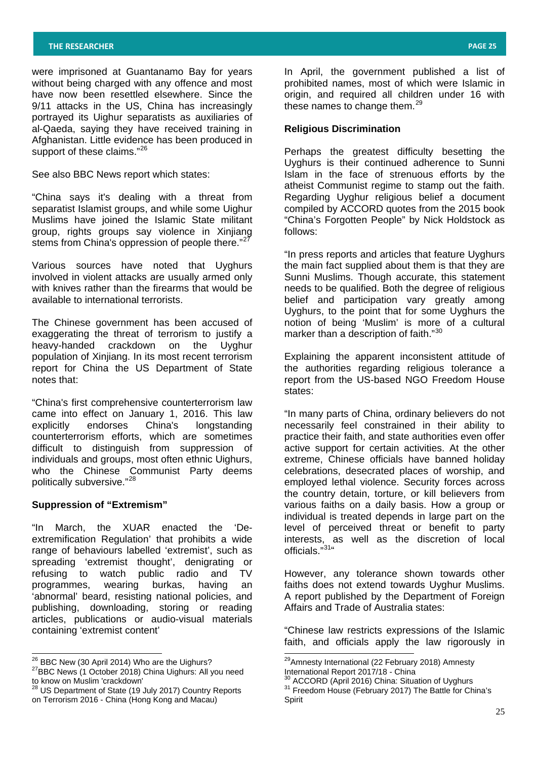were imprisoned at Guantanamo Bay for years without being charged with any offence and most have now been resettled elsewhere. Since the 9/11 attacks in the US, China has increasingly portrayed its Uighur separatists as auxiliaries of al-Qaeda, saying they have received training in Afghanistan. Little evidence has been produced in support of these claims."[26]

See also BBC News report which states:

"China says it's dealing with a threat from separatist Islamist groups, and while some Uighur Muslims have joined the Islamic State militant group, rights groups say violence in Xinjiang stems from China's oppression of people there."[27]

Various sources have noted that Uyghurs involved in violent attacks are usually armed only with knives rather than the firearms that would be available to international terrorists.

The Chinese government has been accused of exaggerating the threat of terrorism to justify a heavy-handed crackdown on the Uyghur population of Xinjiang. In its most recent terrorism report for China the US Department of State notes that:

"China's first comprehensive counterterrorism law came into effect on January 1, 2016. This law explicitly endorses China's longstanding counterterrorism efforts, which are sometimes difficult to distinguish from suppression of individuals and groups, most often ethnic Uighurs, who the Chinese Communist Party deems politically subversive."[28]

**Suppression of "Extremism"**

"In March, the XUAR enacted the 'De-extremification Regulation' that prohibits a wide range of behaviours labelled 'extremist', such as spreading 'extremist thought', denigrating or refusing to watch public radio and TV programmes, wearing burkas, having an 'abnormal' beard, resisting national policies, and publishing, downloading, storing or reading articles, publications or audio-visual materials containing 'extremist content'

In April, the government published a list of prohibited names, most of which were Islamic in origin, and required all children under 16 with these names to change them.[29]

**Religious Discrimination**

Perhaps the greatest difficulty besetting the Uyghurs is their continued adherence to Sunni Islam in the face of strenuous efforts by the atheist Communist regime to stamp out the faith. Regarding Uyghur religious belief a document compiled by ACCORD quotes from the 2015 book "China's Forgotten People" by Nick Holdstock as follows:

"In press reports and articles that feature Uyghurs the main fact supplied about them is that they are Sunni Muslims. Though accurate, this statement needs to be qualified. Both the degree of religious belief and participation vary greatly among Uyghurs, to the point that for some Uyghurs the notion of being 'Muslim' is more of a cultural marker than a description of faith."[30]

Explaining the apparent inconsistent attitude of the authorities regarding religious tolerance a report from the US-based NGO Freedom House states:

"In many parts of China, ordinary believers do not necessarily feel constrained in their ability to practice their faith, and state authorities even offer active support for certain activities. At the other extreme, Chinese officials have banned holiday celebrations, desecrated places of worship, and employed lethal violence. Security forces across the country detain, torture, or kill believers from various faiths on a daily basis. How a group or individual is treated depends in large part on the level of perceived threat or benefit to party interests, as well as the discretion of local officials."[31]"

However, any tolerance shown towards other faiths does not extend towards Uyghur Muslims. A report published by the Department of Foreign Affairs and Trade of Australia states:

"Chinese law restricts expressions of the Islamic faith, and officials apply the law rigorously in

---

[26] BBC New (30 April 2014) Who are the Uighurs?

[27] BBC News (1 October 2018) China Uighurs: All you need to know on Muslim 'crackdown'

[28] US Department of State (19 July 2017) Country Reports on Terrorism 2016 - China (Hong Kong and Macau)

[29] Amnesty International (22 February 2018) Amnesty International Report 2017/18 - China

[30] ACCORD (April 2016) China: Situation of Uyghurs

[31] Freedom House (February 2017) The Battle for China's Spirit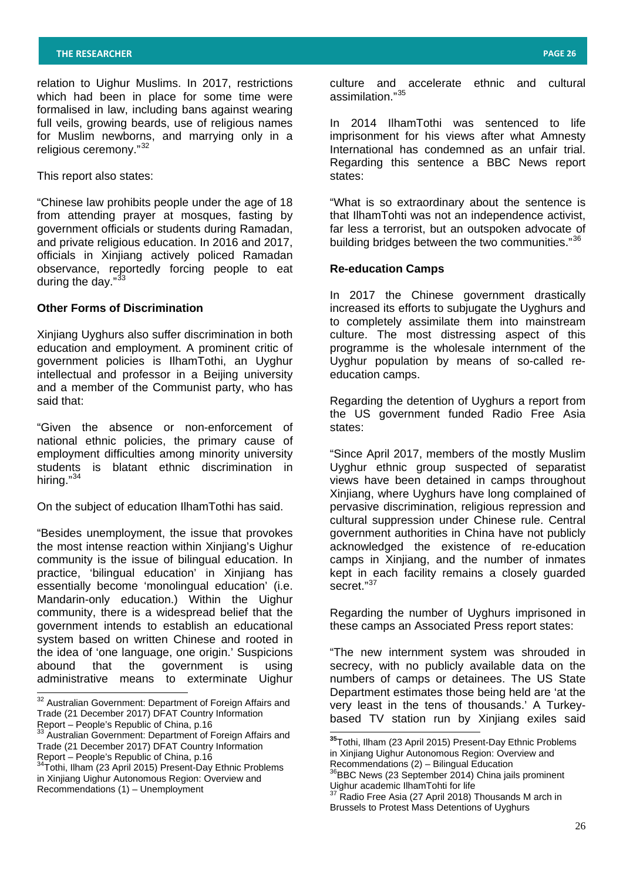relation to Uighur Muslims. In 2017, restrictions which had been in place for some time were formalised in law, including bans against wearing full veils, growing beards, use of religious names for Muslim newborns, and marrying only in a religious ceremony."[32]

This report also states:

"Chinese law prohibits people under the age of 18 from attending prayer at mosques, fasting by government officials or students during Ramadan, and private religious education. In 2016 and 2017, officials in Xinjiang actively policed Ramadan observance, reportedly forcing people to eat during the day."[33]

### Other Forms of Discrimination

Xinjiang Uyghurs also suffer discrimination in both education and employment. A prominent critic of government policies is IlhamTothi, an Uyghur intellectual and professor in a Beijing university and a member of the Communist party, who has said that:

"Given the absence or non-enforcement of national ethnic policies, the primary cause of employment difficulties among minority university students is blatant ethnic discrimination in hiring."[34]

On the subject of education IlhamTothi has said.

"Besides unemployment, the issue that provokes the most intense reaction within Xinjiang's Uighur community is the issue of bilingual education. In practice, 'bilingual education' in Xinjiang has essentially become 'monolingual education' (i.e. Mandarin-only education.) Within the Uighur community, there is a widespread belief that the government intends to establish an educational system based on written Chinese and rooted in the idea of 'one language, one origin.' Suspicions abound that the government is using administrative means to exterminate Uighur culture and accelerate ethnic and cultural assimilation."[35]

In 2014 IlhamTothi was sentenced to life imprisonment for his views after what Amnesty International has condemned as an unfair trial. Regarding this sentence a BBC News report states:

"What is so extraordinary about the sentence is that IlhamTohti was not an independence activist, far less a terrorist, but an outspoken advocate of building bridges between the two communities."[36]

### Re-education Camps

In 2017 the Chinese government drastically increased its efforts to subjugate the Uyghurs and to completely assimilate them into mainstream culture. The most distressing aspect of this programme is the wholesale internment of the Uyghur population by means of so-called re-education camps.

Regarding the detention of Uyghurs a report from the US government funded Radio Free Asia states:

"Since April 2017, members of the mostly Muslim Uyghur ethnic group suspected of separatist views have been detained in camps throughout Xinjiang, where Uyghurs have long complained of pervasive discrimination, religious repression and cultural suppression under Chinese rule. Central government authorities in China have not publicly acknowledged the existence of re-education camps in Xinjiang, and the number of inmates kept in each facility remains a closely guarded secret."[37]

Regarding the number of Uyghurs imprisoned in these camps an Associated Press report states:

"The new internment system was shrouded in secrecy, with no publicly available data on the numbers of camps or detainees. The US State Department estimates those being held are 'at the very least in the tens of thousands.' A Turkey-based TV station run by Xinjiang exiles said

---

[32] Australian Government: Department of Foreign Affairs and Trade (21 December 2017) DFAT Country Information Report – People's Republic of China, p.16

[33] Australian Government: Department of Foreign Affairs and Trade (21 December 2017) DFAT Country Information Report – People's Republic of China, p.16

[34] Tothi, Ilham (23 April 2015) Present-Day Ethnic Problems in Xinjiang Uighur Autonomous Region: Overview and Recommendations (1) – Unemployment

[35] Tothi, Ilham (23 April 2015) Present-Day Ethnic Problems in Xinjiang Uighur Autonomous Region: Overview and Recommendations (2) – Bilingual Education

[36] BBC News (23 September 2014) China jails prominent Uighur academic IlhamTohti for life

[37] Radio Free Asia (27 April 2018) Thousands M arch in Brussels to Protest Mass Detentions of Uyghurs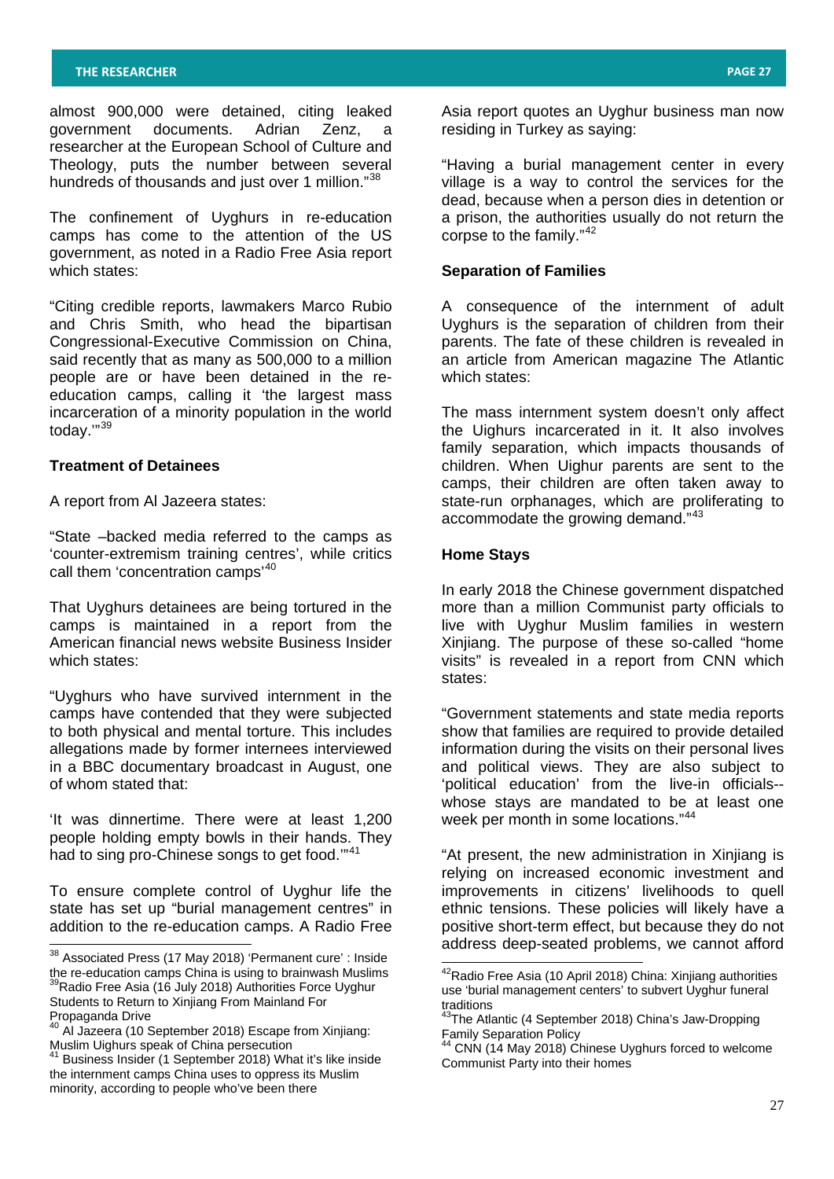almost 900,000 were detained, citing leaked government documents. Adrian Zenz, a researcher at the European School of Culture and Theology, puts the number between several hundreds of thousands and just over 1 million."[38]

The confinement of Uyghurs in re-education camps has come to the attention of the US government, as noted in a Radio Free Asia report which states:

"Citing credible reports, lawmakers Marco Rubio and Chris Smith, who head the bipartisan Congressional-Executive Commission on China, said recently that as many as 500,000 to a million people are or have been detained in the re-education camps, calling it 'the largest mass incarceration of a minority population in the world today.'"[39]

**Treatment of Detainees**

A report from Al Jazeera states:

"State –backed media referred to the camps as 'counter-extremism training centres', while critics call them 'concentration camps'[40]

That Uyghurs detainees are being tortured in the camps is maintained in a report from the American financial news website Business Insider which states:

"Uyghurs who have survived internment in the camps have contended that they were subjected to both physical and mental torture. This includes allegations made by former internees interviewed in a BBC documentary broadcast in August, one of whom stated that:

'It was dinnertime. There were at least 1,200 people holding empty bowls in their hands. They had to sing pro-Chinese songs to get food.'"[41]

To ensure complete control of Uyghur life the state has set up "burial management centres" in addition to the re-education camps. A Radio Free Asia report quotes an Uyghur business man now residing in Turkey as saying:

"Having a burial management center in every village is a way to control the services for the dead, because when a person dies in detention or a prison, the authorities usually do not return the corpse to the family."[42]

**Separation of Families**

A consequence of the internment of adult Uyghurs is the separation of children from their parents. The fate of these children is revealed in an article from American magazine The Atlantic which states:

The mass internment system doesn't only affect the Uighurs incarcerated in it. It also involves family separation, which impacts thousands of children. When Uighur parents are sent to the camps, their children are often taken away to state-run orphanages, which are proliferating to accommodate the growing demand."[43]

**Home Stays**

In early 2018 the Chinese government dispatched more than a million Communist party officials to live with Uyghur Muslim families in western Xinjiang. The purpose of these so-called "home visits" is revealed in a report from CNN which states:

"Government statements and state media reports show that families are required to provide detailed information during the visits on their personal lives and political views. They are also subject to 'political education' from the live-in officials--whose stays are mandated to be at least one week per month in some locations."[44]

"At present, the new administration in Xinjiang is relying on increased economic investment and improvements in citizens' livelihoods to quell ethnic tensions. These policies will likely have a positive short-term effect, but because they do not address deep-seated problems, we cannot afford

---

[38] Associated Press (17 May 2018) 'Permanent cure' : Inside the re-education camps China is using to brainwash Muslims

[39] Radio Free Asia (16 July 2018) Authorities Force Uyghur Students to Return to Xinjiang From Mainland For Propaganda Drive

[40] Al Jazeera (10 September 2018) Escape from Xinjiang: Muslim Uighurs speak of China persecution

[41] Business Insider (1 September 2018) What it's like inside the internment camps China uses to oppress its Muslim minority, according to people who've been there

[42] Radio Free Asia (10 April 2018) China: Xinjiang authorities use 'burial management centers' to subvert Uyghur funeral traditions

[43] The Atlantic (4 September 2018) China's Jaw-Dropping Family Separation Policy

[44] CNN (14 May 2018) Chinese Uyghurs forced to welcome Communist Party into their homes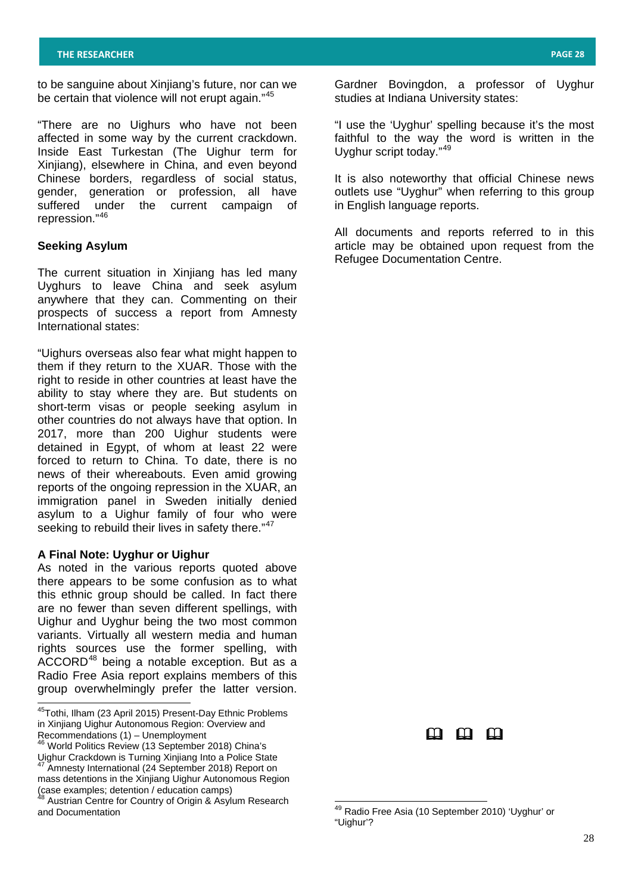to be sanguine about Xinjiang's future, nor can we be certain that violence will not erupt again."[45]

"There are no Uighurs who have not been affected in some way by the current crackdown. Inside East Turkestan (The Uighur term for Xinjiang), elsewhere in China, and even beyond Chinese borders, regardless of social status, gender, generation or profession, all have suffered under the current campaign of repression."[46]

### Seeking Asylum

The current situation in Xinjiang has led many Uyghurs to leave China and seek asylum anywhere that they can. Commenting on their prospects of success a report from Amnesty International states:

"Uighurs overseas also fear what might happen to them if they return to the XUAR. Those with the right to reside in other countries at least have the ability to stay where they are. But students on short-term visas or people seeking asylum in other countries do not always have that option. In 2017, more than 200 Uighur students were detained in Egypt, of whom at least 22 were forced to return to China. To date, there is no news of their whereabouts. Even amid growing reports of the ongoing repression in the XUAR, an immigration panel in Sweden initially denied asylum to a Uighur family of four who were seeking to rebuild their lives in safety there."[47]

### A Final Note: Uyghur or Uighur

As noted in the various reports quoted above there appears to be some confusion as to what this ethnic group should be called. In fact there are no fewer than seven different spellings, with Uighur and Uyghur being the two most common variants. Virtually all western media and human rights sources use the former spelling, with ACCORD[48] being a notable exception. But as a Radio Free Asia report explains members of this group overwhelmingly prefer the latter version. Gardner Bovingdon, a professor of Uyghur studies at Indiana University states:

"I use the 'Uyghur' spelling because it's the most faithful to the way the word is written in the Uyghur script today."[49]

It is also noteworthy that official Chinese news outlets use "Uyghur" when referring to this group in English language reports.

All documents and reports referred to in this article may be obtained upon request from the Refugee Documentation Centre.

---

[45] Tothi, Ilham (23 April 2015) Present-Day Ethnic Problems in Xinjiang Uighur Autonomous Region: Overview and Recommendations (1) – Unemployment

[46] World Politics Review (13 September 2018) China's Uighur Crackdown is Turning Xinjiang Into a Police State

[47] Amnesty International (24 September 2018) Report on mass detentions in the Xinjiang Uighur Autonomous Region (case examples; detention / education camps)

[48] Austrian Centre for Country of Origin & Asylum Research and Documentation

[49] Radio Free Asia (10 September 2010) 'Uyghur' or "Uighur'?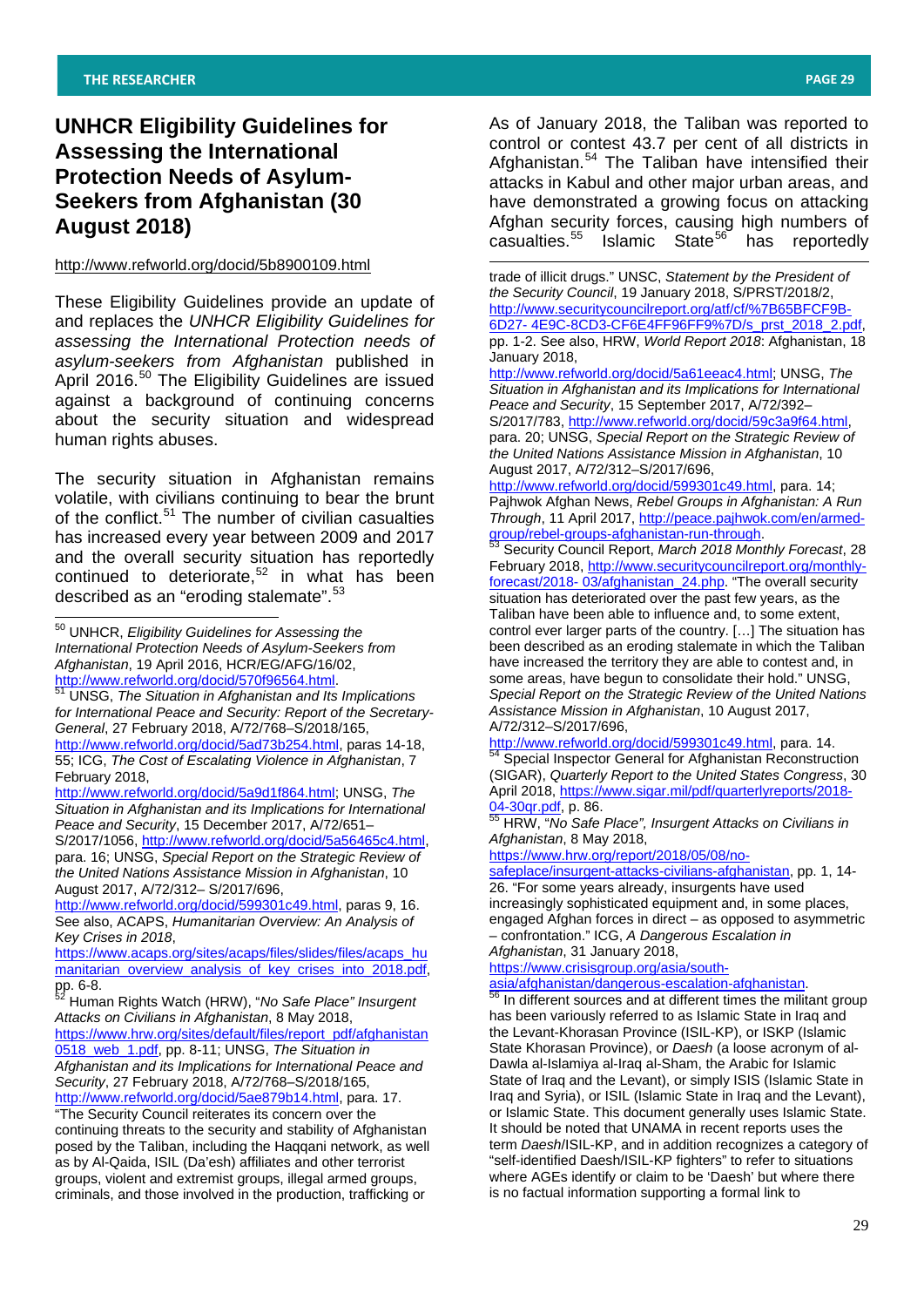## UNHCR Eligibility Guidelines for Assessing the International Protection Needs of Asylum-Seekers from Afghanistan (30 August 2018)

http://www.refworld.org/docid/5b8900109.html

These Eligibility Guidelines provide an update of and replaces the *UNHCR Eligibility Guidelines for assessing the International Protection needs of asylum-seekers from Afghanistan* published in April 2016.[50] The Eligibility Guidelines are issued against a background of continuing concerns about the security situation and widespread human rights abuses.

The security situation in Afghanistan remains volatile, with civilians continuing to bear the brunt of the conflict.[51] The number of civilian casualties has increased every year between 2009 and 2017 and the overall security situation has reportedly continued to deteriorate,[52] in what has been described as an "eroding stalemate".[53]

As of January 2018, the Taliban was reported to control or contest 43.7 per cent of all districts in Afghanistan.[54] The Taliban have intensified their attacks in Kabul and other major urban areas, and have demonstrated a growing focus on attacking Afghan security forces, causing high numbers of casualties.[55] Islamic State[56] has reportedly

---

[50] UNHCR, *Eligibility Guidelines for Assessing the International Protection Needs of Asylum-Seekers from Afghanistan*, 19 April 2016, HCR/EG/AFG/16/02, http://www.refworld.org/docid/570f96564.html.

[51] UNSG, *The Situation in Afghanistan and Its Implications for International Peace and Security: Report of the Secretary-General*, 27 February 2018, A/72/768–S/2018/165, http://www.refworld.org/docid/5ad73b254.html, paras 14-18, 55; ICG, *The Cost of Escalating Violence in Afghanistan*, 7 February 2018, http://www.refworld.org/docid/5a9d1f864.html; UNSG, *The Situation in Afghanistan and its Implications for International Peace and Security*, 15 December 2017, A/72/651–S/2017/1056, http://www.refworld.org/docid/5a56465c4.html, para. 16; UNSG, *Special Report on the Strategic Review of the United Nations Assistance Mission in Afghanistan*, 10 August 2017, A/72/312– S/2017/696, http://www.refworld.org/docid/599301c49.html, paras 9, 16. See also, ACAPS, *Humanitarian Overview: An Analysis of Key Crises in 2018*, https://www.acaps.org/sites/acaps/files/slides/files/acaps_humanitarian_overview_analysis_of_key_crises_into_2018.pdf, pp. 6-8.

[52] Human Rights Watch (HRW), "*No Safe Place" Insurgent Attacks on Civilians in Afghanistan*, 8 May 2018, https://www.hrw.org/sites/default/files/report_pdf/afghanistan0518_web_1.pdf, pp. 8-11; UNSG, *The Situation in Afghanistan and its Implications for International Peace and Security*, 27 February 2018, A/72/768–S/2018/165, http://www.refworld.org/docid/5ae879b14.html, para. 17. "The Security Council reiterates its concern over the continuing threats to the security and stability of Afghanistan posed by the Taliban, including the Haqqani network, as well as by Al-Qaida, ISIL (Da'esh) affiliates and other terrorist groups, violent and extremist groups, illegal armed groups, criminals, and those involved in the production, trafficking or trade of illicit drugs." UNSC, *Statement by the President of the Security Council*, 19 January 2018, S/PRST/2018/2, http://www.securitycouncilreport.org/atf/cf/%7B65BFCF9B-6D27- 4E9C-8CD3-CF6E4FF96FF9%7D/s_prst_2018_2.pdf, pp. 1-2. See also, HRW, *World Report 2018*: Afghanistan, 18 January 2018, http://www.refworld.org/docid/5a61eeac4.html; UNSG, *The Situation in Afghanistan and its Implications for International Peace and Security*, 15 September 2017, A/72/392–S/2017/783, http://www.refworld.org/docid/59c3a9f64.html, para. 20; UNSG, *Special Report on the Strategic Review of the United Nations Assistance Mission in Afghanistan*, 10 August 2017, A/72/312–S/2017/696, http://www.refworld.org/docid/599301c49.html, para. 14; Pajhwok Afghan News, *Rebel Groups in Afghanistan: A Run Through*, 11 April 2017, http://peace.pajhwok.com/en/armed-group/rebel-groups-afghanistan-run-through.

[53] Security Council Report, *March 2018 Monthly Forecast*, 28 February 2018, http://www.securitycouncilreport.org/monthly-forecast/2018- 03/afghanistan_24.php. "The overall security situation has deteriorated over the past few years, as the Taliban have been able to influence and, to some extent, control ever larger parts of the country. […] The situation has been described as an eroding stalemate in which the Taliban have increased the territory they are able to contest and, in some areas, have begun to consolidate their hold." UNSG, *Special Report on the Strategic Review of the United Nations Assistance Mission in Afghanistan*, 10 August 2017, A/72/312–S/2017/696, http://www.refworld.org/docid/599301c49.html, para. 14.

[54] Special Inspector General for Afghanistan Reconstruction (SIGAR), *Quarterly Report to the United States Congress*, 30 April 2018, https://www.sigar.mil/pdf/quarterlyreports/2018-04-30qr.pdf, p. 86.

[55] HRW, "*No Safe Place", Insurgent Attacks on Civilians in Afghanistan*, 8 May 2018, https://www.hrw.org/report/2018/05/08/no-safeplace/insurgent-attacks-civilians-afghanistan, pp. 1, 14-26. "For some years already, insurgents have used increasingly sophisticated equipment and, in some places, engaged Afghan forces in direct – as opposed to asymmetric – confrontation." ICG, *A Dangerous Escalation in Afghanistan*, 31 January 2018, https://www.crisisgroup.org/asia/south-asia/afghanistan/dangerous-escalation-afghanistan.

[56] In different sources and at different times the militant group has been variously referred to as Islamic State in Iraq and the Levant-Khorasan Province (ISIL-KP), or ISKP (Islamic State Khorasan Province), or *Daesh* (a loose acronym of al-Dawla al-Islamiya al-Iraq al-Sham, the Arabic for Islamic State of Iraq and the Levant), or simply ISIS (Islamic State in Iraq and Syria), or ISIL (Islamic State in Iraq and the Levant), or Islamic State. This document generally uses Islamic State. It should be noted that UNAMA in recent reports uses the term *Daesh*/ISIL-KP, and in addition recognizes a category of "self-identified Daesh/ISIL-KP fighters" to refer to situations where AGEs identify or claim to be 'Daesh' but where there is no factual information supporting a formal link to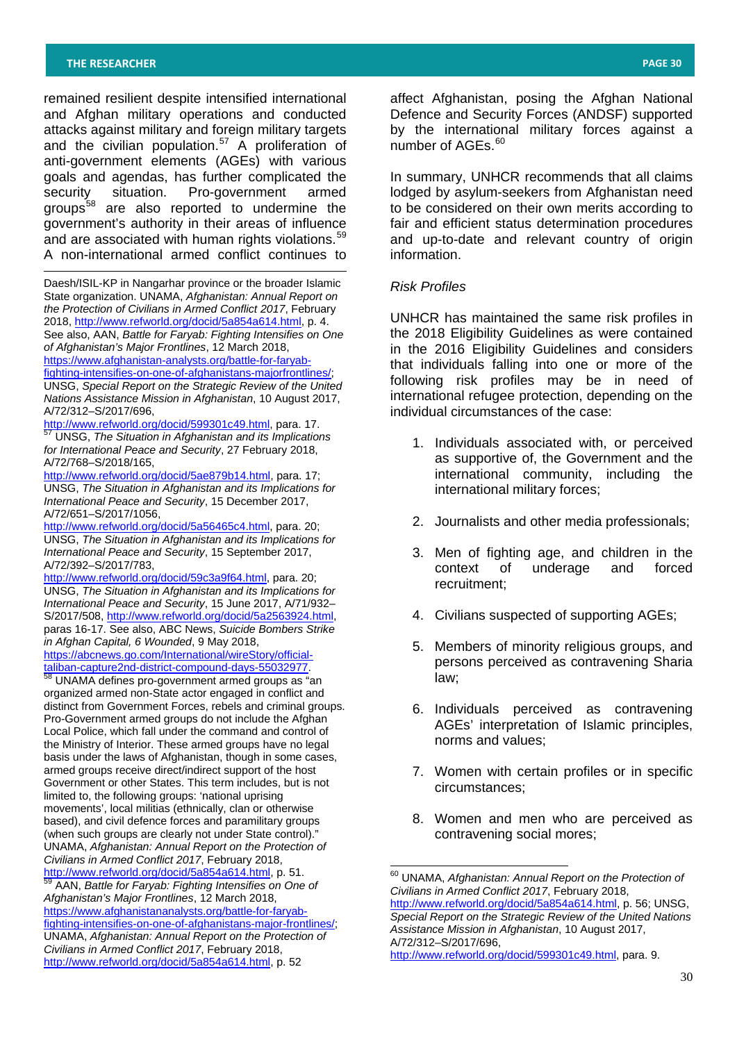remained resilient despite intensified international and Afghan military operations and conducted attacks against military and foreign military targets and the civilian population.[57] A proliferation of anti-government elements (AGEs) with various goals and agendas, has further complicated the security situation. Pro-government armed groups[58] are also reported to undermine the government's authority in their areas of influence and are associated with human rights violations.[59] A non-international armed conflict continues to affect Afghanistan, posing the Afghan National Defence and Security Forces (ANDSF) supported by the international military forces against a number of AGEs.[60]

In summary, UNHCR recommends that all claims lodged by asylum-seekers from Afghanistan need to be considered on their own merits according to fair and efficient status determination procedures and up-to-date and relevant country of origin information.

*Risk Profiles*

UNHCR has maintained the same risk profiles in the 2018 Eligibility Guidelines as were contained in the 2016 Eligibility Guidelines and considers that individuals falling into one or more of the following risk profiles may be in need of international refugee protection, depending on the individual circumstances of the case:

1. Individuals associated with, or perceived as supportive of, the Government and the international community, including the international military forces;
2. Journalists and other media professionals;
3. Men of fighting age, and children in the context of underage and forced recruitment;
4. Civilians suspected of supporting AGEs;
5. Members of minority religious groups, and persons perceived as contravening Sharia law;
6. Individuals perceived as contravening AGEs' interpretation of Islamic principles, norms and values;
7. Women with certain profiles or in specific circumstances;
8. Women and men who are perceived as contravening social mores;

---

Daesh/ISIL-KP in Nangarhar province or the broader Islamic State organization. UNAMA, *Afghanistan: Annual Report on the Protection of Civilians in Armed Conflict 2017*, February 2018, http://www.refworld.org/docid/5a854a614.html, p. 4. See also, AAN, *Battle for Faryab: Fighting Intensifies on One of Afghanistan's Major Frontlines*, 12 March 2018, https://www.afghanistan-analysts.org/battle-for-faryab-fighting-intensifies-on-one-of-afghanistans-majorfrontlines/; UNSG, *Special Report on the Strategic Review of the United Nations Assistance Mission in Afghanistan*, 10 August 2017, A/72/312–S/2017/696, http://www.refworld.org/docid/599301c49.html, para. 17.

[57] UNSG, *The Situation in Afghanistan and its Implications for International Peace and Security*, 27 February 2018, A/72/768–S/2018/165, http://www.refworld.org/docid/5ae879b14.html, para. 17; UNSG, *The Situation in Afghanistan and its Implications for International Peace and Security*, 15 December 2017, A/72/651–S/2017/1056, http://www.refworld.org/docid/5a56465c4.html, para. 20; UNSG, *The Situation in Afghanistan and its Implications for International Peace and Security*, 15 September 2017, A/72/392–S/2017/783, http://www.refworld.org/docid/59c3a9f64.html, para. 20; UNSG, *The Situation in Afghanistan and its Implications for International Peace and Security*, 15 June 2017, A/71/932–S/2017/508, http://www.refworld.org/docid/5a2563924.html, paras 16-17. See also, ABC News, *Suicide Bombers Strike in Afghan Capital, 6 Wounded*, 9 May 2018, https://abcnews.go.com/International/wireStory/official-taliban-capture2nd-district-compound-days-55032977.

[58] UNAMA defines pro-government armed groups as "an organized armed non-State actor engaged in conflict and distinct from Government Forces, rebels and criminal groups. Pro-Government armed groups do not include the Afghan Local Police, which fall under the command and control of the Ministry of Interior. These armed groups have no legal basis under the laws of Afghanistan, though in some cases, armed groups receive direct/indirect support of the host Government or other States. This term includes, but is not limited to, the following groups: 'national uprising movements', local militias (ethnically, clan or otherwise based), and civil defence forces and paramilitary groups (when such groups are clearly not under State control)." UNAMA, *Afghanistan: Annual Report on the Protection of Civilians in Armed Conflict 2017*, February 2018, http://www.refworld.org/docid/5a854a614.html, p. 51.

[59] AAN, *Battle for Faryab: Fighting Intensifies on One of Afghanistan's Major Frontlines*, 12 March 2018, https://www.afghanistananalysts.org/battle-for-faryab-fighting-intensifies-on-one-of-afghanistans-major-frontlines/; UNAMA, *Afghanistan: Annual Report on the Protection of Civilians in Armed Conflict 2017*, February 2018, http://www.refworld.org/docid/5a854a614.html, p. 52

[60] UNAMA, *Afghanistan: Annual Report on the Protection of Civilians in Armed Conflict 2017*, February 2018, http://www.refworld.org/docid/5a854a614.html, p. 56; UNSG, *Special Report on the Strategic Review of the United Nations Assistance Mission in Afghanistan*, 10 August 2017, A/72/312–S/2017/696, http://www.refworld.org/docid/599301c49.html, para. 9.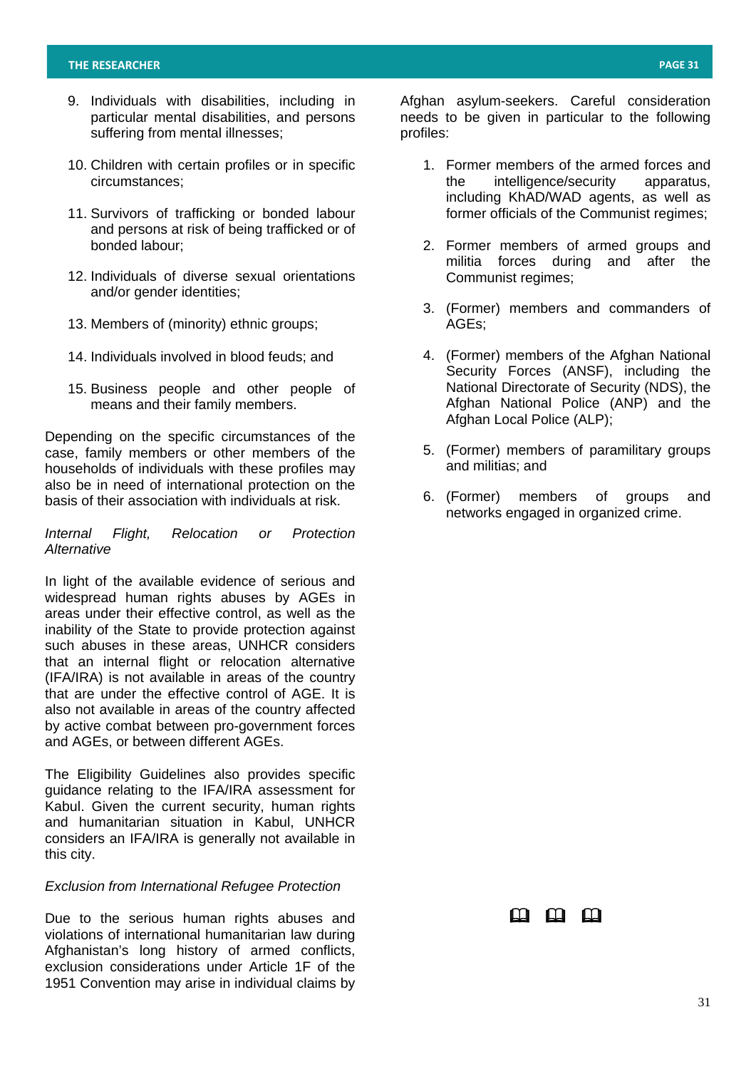9. Individuals with disabilities, including in particular mental disabilities, and persons suffering from mental illnesses;
10. Children with certain profiles or in specific circumstances;
11. Survivors of trafficking or bonded labour and persons at risk of being trafficked or of bonded labour;
12. Individuals of diverse sexual orientations and/or gender identities;
13. Members of (minority) ethnic groups;
14. Individuals involved in blood feuds; and
15. Business people and other people of means and their family members.

Depending on the specific circumstances of the case, family members or other members of the households of individuals with these profiles may also be in need of international protection on the basis of their association with individuals at risk.

*Internal Flight, Relocation or Protection Alternative*

In light of the available evidence of serious and widespread human rights abuses by AGEs in areas under their effective control, as well as the inability of the State to provide protection against such abuses in these areas, UNHCR considers that an internal flight or relocation alternative (IFA/IRA) is not available in areas of the country that are under the effective control of AGE. It is also not available in areas of the country affected by active combat between pro-government forces and AGEs, or between different AGEs.

The Eligibility Guidelines also provides specific guidance relating to the IFA/IRA assessment for Kabul. Given the current security, human rights and humanitarian situation in Kabul, UNHCR considers an IFA/IRA is generally not available in this city.

*Exclusion from International Refugee Protection*

Due to the serious human rights abuses and violations of international humanitarian law during Afghanistan's long history of armed conflicts, exclusion considerations under Article 1F of the 1951 Convention may arise in individual claims by Afghan asylum-seekers. Careful consideration needs to be given in particular to the following profiles:

1. Former members of the armed forces and the intelligence/security apparatus, including KhAD/WAD agents, as well as former officials of the Communist regimes;
2. Former members of armed groups and militia forces during and after the Communist regimes;
3. (Former) members and commanders of AGEs;
4. (Former) members of the Afghan National Security Forces (ANSF), including the National Directorate of Security (NDS), the Afghan National Police (ANP) and the Afghan Local Police (ALP);
5. (Former) members of paramilitary groups and militias; and
6. (Former) members of groups and networks engaged in organized crime.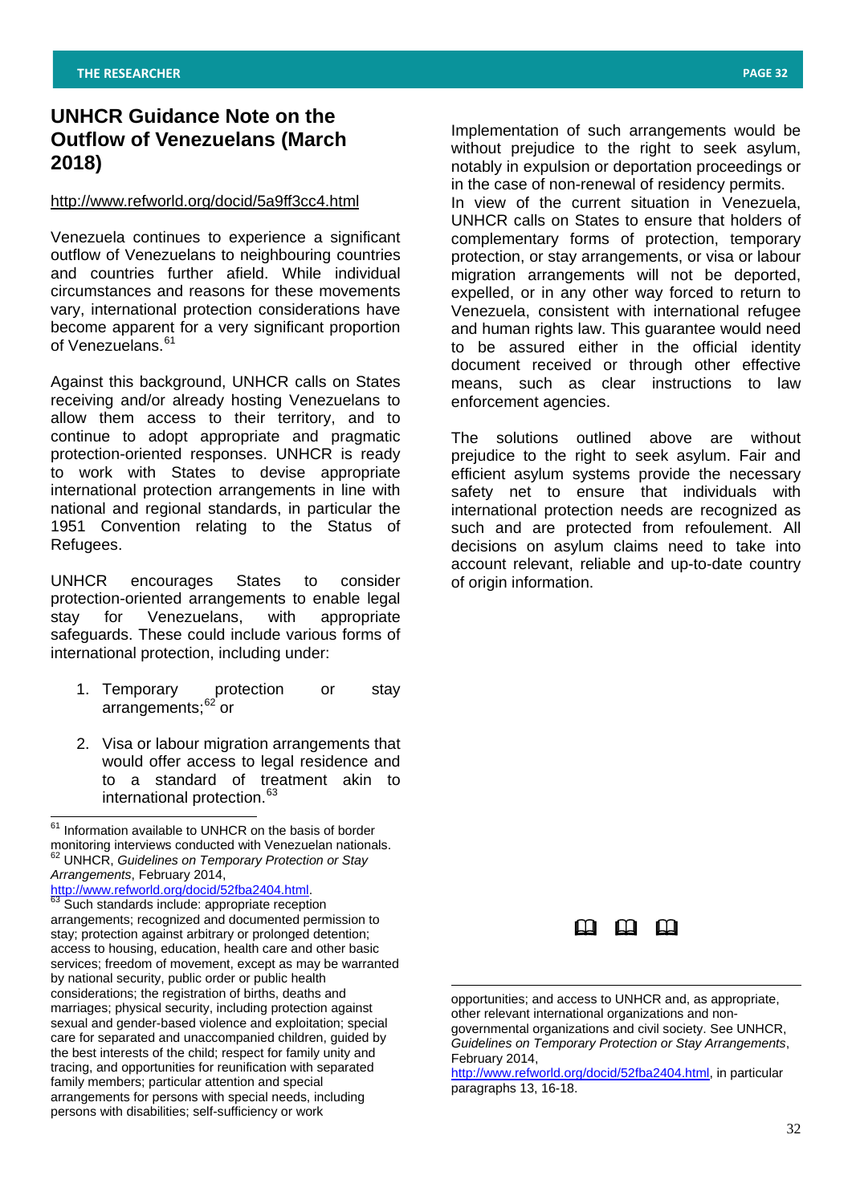## UNHCR Guidance Note on the Outflow of Venezuelans (March 2018)

http://www.refworld.org/docid/5a9ff3cc4.html

Venezuela continues to experience a significant outflow of Venezuelans to neighbouring countries and countries further afield. While individual circumstances and reasons for these movements vary, international protection considerations have become apparent for a very significant proportion of Venezuelans.[61]

Against this background, UNHCR calls on States receiving and/or already hosting Venezuelans to allow them access to their territory, and to continue to adopt appropriate and pragmatic protection-oriented responses. UNHCR is ready to work with States to devise appropriate international protection arrangements in line with national and regional standards, in particular the 1951 Convention relating to the Status of Refugees.

UNHCR encourages States to consider protection-oriented arrangements to enable legal stay for Venezuelans, with appropriate safeguards. These could include various forms of international protection, including under:

1. Temporary protection or stay arrangements;[62] or
2. Visa or labour migration arrangements that would offer access to legal residence and to a standard of treatment akin to international protection.[63]

Implementation of such arrangements would be without prejudice to the right to seek asylum, notably in expulsion or deportation proceedings or in the case of non-renewal of residency permits. In view of the current situation in Venezuela, UNHCR calls on States to ensure that holders of complementary forms of protection, temporary protection, or stay arrangements, or visa or labour migration arrangements will not be deported, expelled, or in any other way forced to return to Venezuela, consistent with international refugee and human rights law. This guarantee would need to be assured either in the official identity document received or through other effective means, such as clear instructions to law enforcement agencies.

The solutions outlined above are without prejudice to the right to seek asylum. Fair and efficient asylum systems provide the necessary safety net to ensure that individuals with international protection needs are recognized as such and are protected from refoulement. All decisions on asylum claims need to take into account relevant, reliable and up-to-date country of origin information.

📖 📖 📖

---

[61] Information available to UNHCR on the basis of border monitoring interviews conducted with Venezuelan nationals.

[62] UNHCR, *Guidelines on Temporary Protection or Stay Arrangements*, February 2014, http://www.refworld.org/docid/52fba2404.html.

[63] Such standards include: appropriate reception arrangements; recognized and documented permission to stay; protection against arbitrary or prolonged detention; access to housing, education, health care and other basic services; freedom of movement, except as may be warranted by national security, public order or public health considerations; the registration of births, deaths and marriages; physical security, including protection against sexual and gender-based violence and exploitation; special care for separated and unaccompanied children, guided by the best interests of the child; respect for family unity and tracing, and opportunities for reunification with separated family members; particular attention and special arrangements for persons with special needs, including persons with disabilities; self-sufficiency or work opportunities; and access to UNHCR and, as appropriate, other relevant international organizations and non-governmental organizations and civil society. See UNHCR, *Guidelines on Temporary Protection or Stay Arrangements*, February 2014, http://www.refworld.org/docid/52fba2404.html, in particular paragraphs 13, 16-18.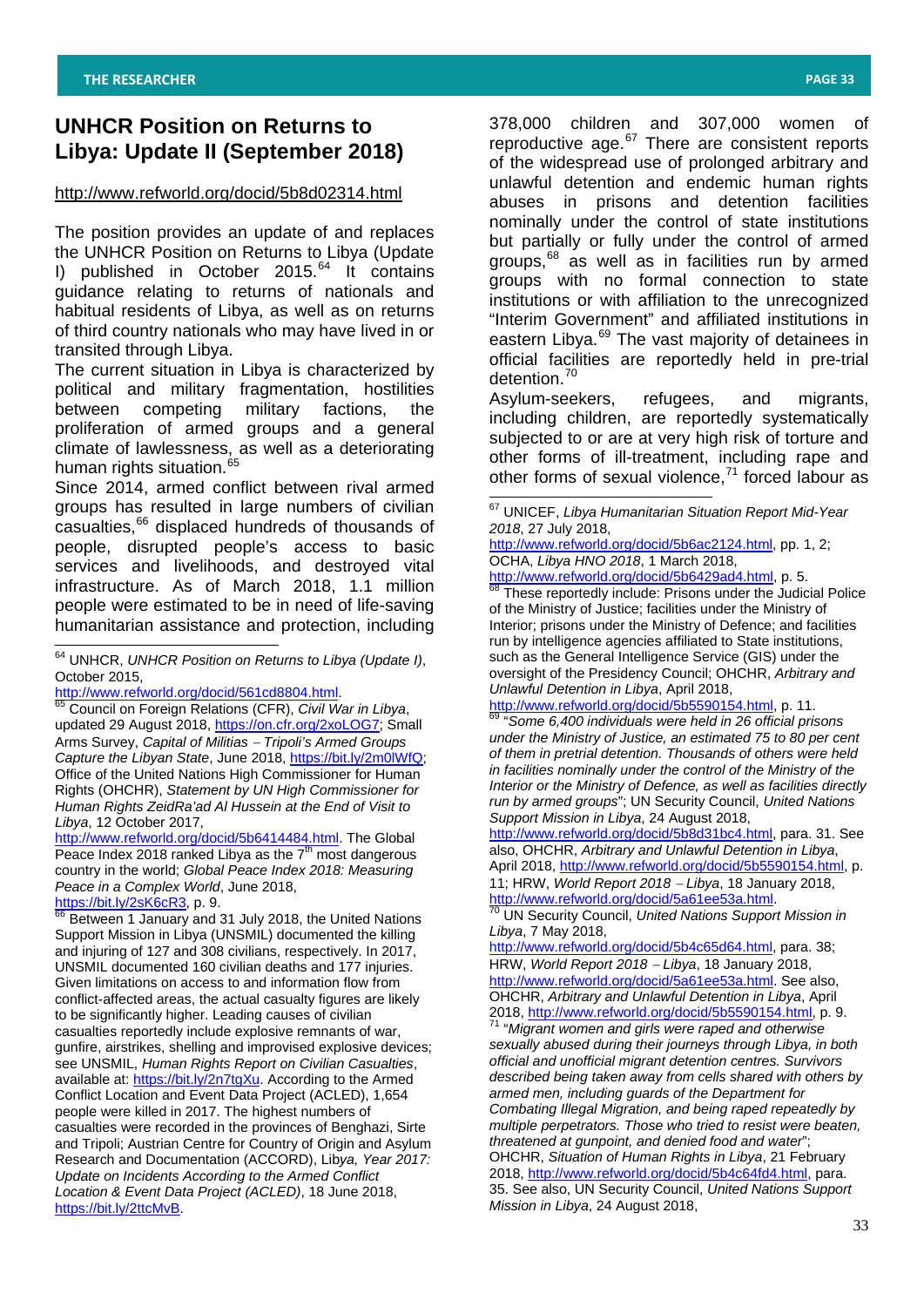## UNHCR Position on Returns to Libya: Update II (September 2018)

http://www.refworld.org/docid/5b8d02314.html

The position provides an update of and replaces the UNHCR Position on Returns to Libya (Update I) published in October 2015.[64] It contains guidance relating to returns of nationals and habitual residents of Libya, as well as on returns of third country nationals who may have lived in or transited through Libya.

The current situation in Libya is characterized by political and military fragmentation, hostilities between competing military factions, the proliferation of armed groups and a general climate of lawlessness, as well as a deteriorating human rights situation.[65]

Since 2014, armed conflict between rival armed groups has resulted in large numbers of civilian casualties,[66] displaced hundreds of thousands of people, disrupted people's access to basic services and livelihoods, and destroyed vital infrastructure. As of March 2018, 1.1 million people were estimated to be in need of life-saving humanitarian assistance and protection, including 378,000 children and 307,000 women of reproductive age.[67] There are consistent reports of the widespread use of prolonged arbitrary and unlawful detention and endemic human rights abuses in prisons and detention facilities nominally under the control of state institutions but partially or fully under the control of armed groups,[68] as well as in facilities run by armed groups with no formal connection to state institutions or with affiliation to the unrecognized "Interim Government" and affiliated institutions in eastern Libya.[69] The vast majority of detainees in official facilities are reportedly held in pre-trial detention.[70]

Asylum-seekers, refugees, and migrants, including children, are reportedly systematically subjected to or are at very high risk of torture and other forms of ill-treatment, including rape and other forms of sexual violence,[71] forced labour as

---

[64] UNHCR, *UNHCR Position on Returns to Libya (Update I)*, October 2015, http://www.refworld.org/docid/561cd8804.html.

[65] Council on Foreign Relations (CFR), *Civil War in Libya*, updated 29 August 2018, https://on.cfr.org/2xoLOG7; Small Arms Survey, *Capital of Militias – Tripoli's Armed Groups Capture the Libyan State*, June 2018, https://bit.ly/2m0lWfQ; Office of the United Nations High Commissioner for Human Rights (OHCHR), *Statement by UN High Commissioner for Human Rights ZeidRa'ad Al Hussein at the End of Visit to Libya*, 12 October 2017, http://www.refworld.org/docid/5b6414484.html. The Global Peace Index 2018 ranked Libya as the 7th most dangerous country in the world; *Global Peace Index 2018: Measuring Peace in a Complex World*, June 2018, https://bit.ly/2sK6cR3, p. 9.

[66] Between 1 January and 31 July 2018, the United Nations Support Mission in Libya (UNSMIL) documented the killing and injuring of 127 and 308 civilians, respectively. In 2017, UNSMIL documented 160 civilian deaths and 177 injuries. Given limitations on access to and information flow from conflict-affected areas, the actual casualty figures are likely to be significantly higher. Leading causes of civilian casualties reportedly include explosive remnants of war, gunfire, airstrikes, shelling and improvised explosive devices; see UNSMIL, *Human Rights Report on Civilian Casualties*, available at: https://bit.ly/2n7tgXu. According to the Armed Conflict Location and Event Data Project (ACLED), 1,654 people were killed in 2017. The highest numbers of casualties were recorded in the provinces of Benghazi, Sirte and Tripoli; Austrian Centre for Country of Origin and Asylum Research and Documentation (ACCORD), Lib*ya, Year 2017: Update on Incidents According to the Armed Conflict Location & Event Data Project (ACLED)*, 18 June 2018, https://bit.ly/2ttcMvB.

[67] UNICEF, *Libya Humanitarian Situation Report Mid-Year 2018*, 27 July 2018, http://www.refworld.org/docid/5b6ac2124.html, pp. 1, 2; OCHA, *Libya HNO 2018*, 1 March 2018, http://www.refworld.org/docid/5b6429ad4.html, p. 5.

[68] These reportedly include: Prisons under the Judicial Police of the Ministry of Justice; facilities under the Ministry of Interior; prisons under the Ministry of Defence; and facilities run by intelligence agencies affiliated to State institutions, such as the General Intelligence Service (GIS) under the oversight of the Presidency Council; OHCHR, *Arbitrary and Unlawful Detention in Libya*, April 2018, http://www.refworld.org/docid/5b5590154.html, p. 11.

[69] "*Some 6,400 individuals were held in 26 official prisons under the Ministry of Justice, an estimated 75 to 80 per cent of them in pretrial detention. Thousands of others were held in facilities nominally under the control of the Ministry of the Interior or the Ministry of Defence, as well as facilities directly run by armed groups*"; UN Security Council, *United Nations Support Mission in Libya*, 24 August 2018, http://www.refworld.org/docid/5b8d31bc4.html, para. 31. See also, OHCHR, *Arbitrary and Unlawful Detention in Libya*, April 2018, http://www.refworld.org/docid/5b5590154.html, p. 11; HRW, *World Report 2018 – Libya*, 18 January 2018, http://www.refworld.org/docid/5a61ee53a.html.

[70] UN Security Council, *United Nations Support Mission in Libya*, 7 May 2018, http://www.refworld.org/docid/5b4c65d64.html, para. 38; HRW, *World Report 2018 – Libya*, 18 January 2018, http://www.refworld.org/docid/5a61ee53a.html. See also, OHCHR, *Arbitrary and Unlawful Detention in Libya*, April 2018, http://www.refworld.org/docid/5b5590154.html, p. 9.

[71] "*Migrant women and girls were raped and otherwise sexually abused during their journeys through Libya, in both official and unofficial migrant detention centres. Survivors described being taken away from cells shared with others by armed men, including guards of the Department for Combating Illegal Migration, and being raped repeatedly by multiple perpetrators. Those who tried to resist were beaten, threatened at gunpoint, and denied food and water*"; OHCHR, *Situation of Human Rights in Libya*, 21 February 2018, http://www.refworld.org/docid/5b4c64fd4.html, para. 35. See also, UN Security Council, *United Nations Support Mission in Libya*, 24 August 2018,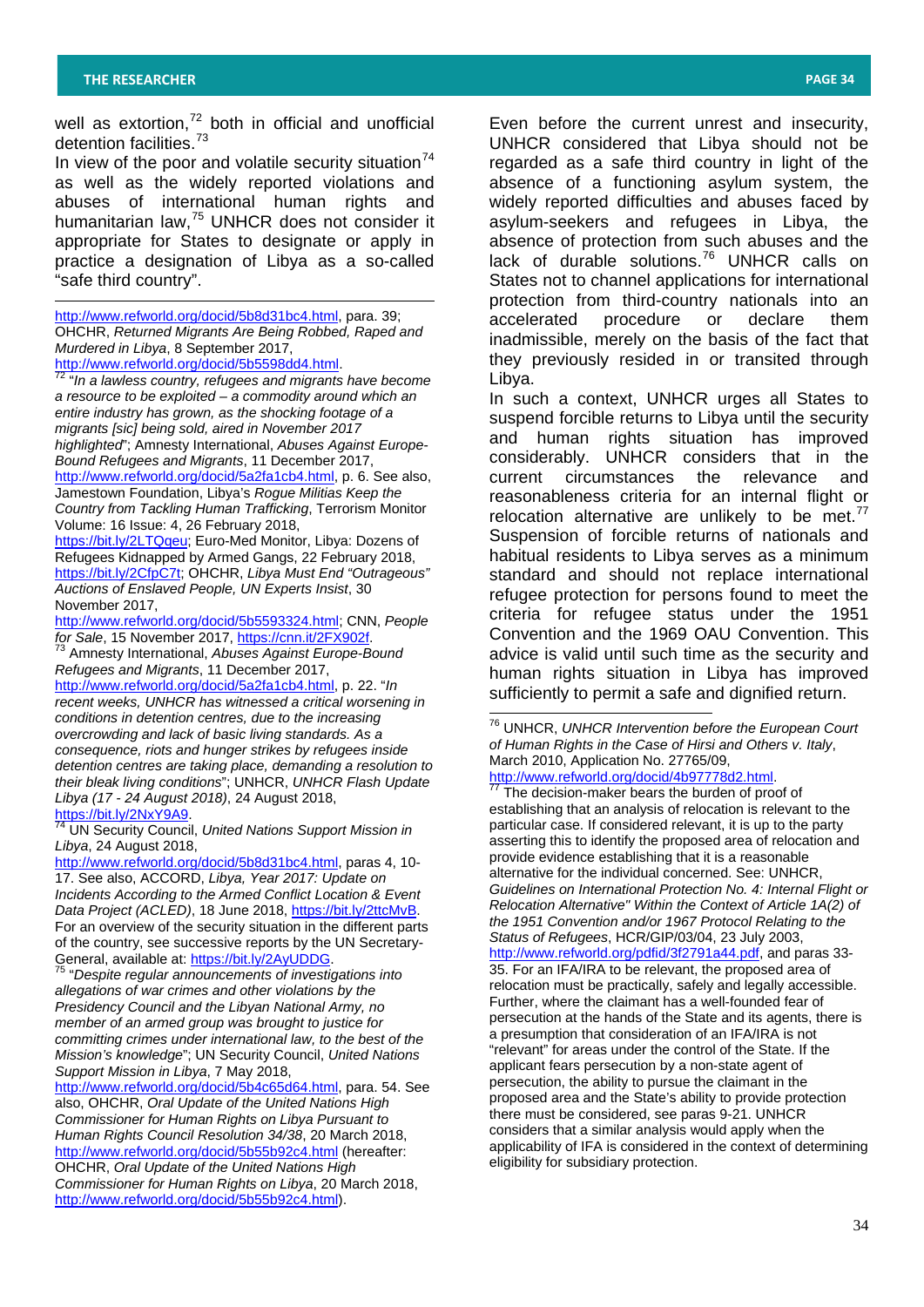well as extortion,[72] both in official and unofficial detention facilities.[73]

In view of the poor and volatile security situation[74] as well as the widely reported violations and abuses of international human rights and humanitarian law,[75] UNHCR does not consider it appropriate for States to designate or apply in practice a designation of Libya as a so-called "safe third country".

Even before the current unrest and insecurity, UNHCR considered that Libya should not be regarded as a safe third country in light of the absence of a functioning asylum system, the widely reported difficulties and abuses faced by asylum-seekers and refugees in Libya, the absence of protection from such abuses and the lack of durable solutions.[76] UNHCR calls on States not to channel applications for international protection from third-country nationals into an accelerated procedure or declare them inadmissible, merely on the basis of the fact that they previously resided in or transited through Libya.

In such a context, UNHCR urges all States to suspend forcible returns to Libya until the security and human rights situation has improved considerably. UNHCR considers that in the current circumstances the relevance and reasonableness criteria for an internal flight or relocation alternative are unlikely to be met.[77] Suspension of forcible returns of nationals and habitual residents to Libya serves as a minimum standard and should not replace international refugee protection for persons found to meet the criteria for refugee status under the 1951 Convention and the 1969 OAU Convention. This advice is valid until such time as the security and human rights situation in Libya has improved sufficiently to permit a safe and dignified return.

---

http://www.refworld.org/docid/5b8d31bc4.html, para. 39; OHCHR, *Returned Migrants Are Being Robbed, Raped and Murdered in Libya*, 8 September 2017, http://www.refworld.org/docid/5b5598dd4.html.

[72] "*In a lawless country, refugees and migrants have become a resource to be exploited – a commodity around which an entire industry has grown, as the shocking footage of a migrants [sic] being sold, aired in November 2017 highlighted*"; Amnesty International, *Abuses Against Europe-Bound Refugees and Migrants*, 11 December 2017, http://www.refworld.org/docid/5a2fa1cb4.html, p. 6. See also, Jamestown Foundation, Libya's *Rogue Militias Keep the Country from Tackling Human Trafficking*, Terrorism Monitor Volume: 16 Issue: 4, 26 February 2018, https://bit.ly/2LTQqeu; Euro-Med Monitor, Libya: Dozens of Refugees Kidnapped by Armed Gangs, 22 February 2018, https://bit.ly/2CfpC7t; OHCHR, *Libya Must End "Outrageous" Auctions of Enslaved People, UN Experts Insist*, 30 November 2017, http://www.refworld.org/docid/5b5593324.html; CNN, *People for Sale*, 15 November 2017, https://cnn.it/2FX902f.

[73] Amnesty International, *Abuses Against Europe-Bound Refugees and Migrants*, 11 December 2017, http://www.refworld.org/docid/5a2fa1cb4.html, p. 22. "*In recent weeks, UNHCR has witnessed a critical worsening in conditions in detention centres, due to the increasing overcrowding and lack of basic living standards. As a consequence, riots and hunger strikes by refugees inside detention centres are taking place, demanding a resolution to their bleak living conditions*"; UNHCR, *UNHCR Flash Update Libya (17 - 24 August 2018)*, 24 August 2018, https://bit.ly/2NxY9A9.

[74] UN Security Council, *United Nations Support Mission in Libya*, 24 August 2018, http://www.refworld.org/docid/5b8d31bc4.html, paras 4, 10-17. See also, ACCORD, *Libya, Year 2017: Update on Incidents According to the Armed Conflict Location & Event Data Project (ACLED)*, 18 June 2018, https://bit.ly/2ttcMvB. For an overview of the security situation in the different parts of the country, see successive reports by the UN Secretary-General, available at: https://bit.ly/2AyUDDG.

[75] "*Despite regular announcements of investigations into allegations of war crimes and other violations by the Presidency Council and the Libyan National Army, no member of an armed group was brought to justice for committing crimes under international law, to the best of the Mission's knowledge*"; UN Security Council, *United Nations Support Mission in Libya*, 7 May 2018, http://www.refworld.org/docid/5b4c65d64.html, para. 54. See also, OHCHR, *Oral Update of the United Nations High Commissioner for Human Rights on Libya Pursuant to Human Rights Council Resolution 34/38*, 20 March 2018, http://www.refworld.org/docid/5b55b92c4.html (hereafter: OHCHR, *Oral Update of the United Nations High Commissioner for Human Rights on Libya*, 20 March 2018, http://www.refworld.org/docid/5b55b92c4.html).

[76] UNHCR, *UNHCR Intervention before the European Court of Human Rights in the Case of Hirsi and Others v. Italy*, March 2010, Application No. 27765/09, http://www.refworld.org/docid/4b97778d2.html.

[77] The decision-maker bears the burden of proof of establishing that an analysis of relocation is relevant to the particular case. If considered relevant, it is up to the party asserting this to identify the proposed area of relocation and provide evidence establishing that it is a reasonable alternative for the individual concerned. See: UNHCR, *Guidelines on International Protection No. 4: Internal Flight or Relocation Alternative" Within the Context of Article 1A(2) of the 1951 Convention and/or 1967 Protocol Relating to the Status of Refugees*, HCR/GIP/03/04, 23 July 2003, http://www.refworld.org/pdfid/3f2791a44.pdf, and paras 33-35. For an IFA/IRA to be relevant, the proposed area of relocation must be practically, safely and legally accessible. Further, where the claimant has a well-founded fear of persecution at the hands of the State and its agents, there is a presumption that consideration of an IFA/IRA is not "relevant" for areas under the control of the State. If the applicant fears persecution by a non-state agent of persecution, the ability to pursue the claimant in the proposed area and the State's ability to provide protection there must be considered, see paras 9-21. UNHCR considers that a similar analysis would apply when the applicability of IFA is considered in the context of determining eligibility for subsidiary protection.